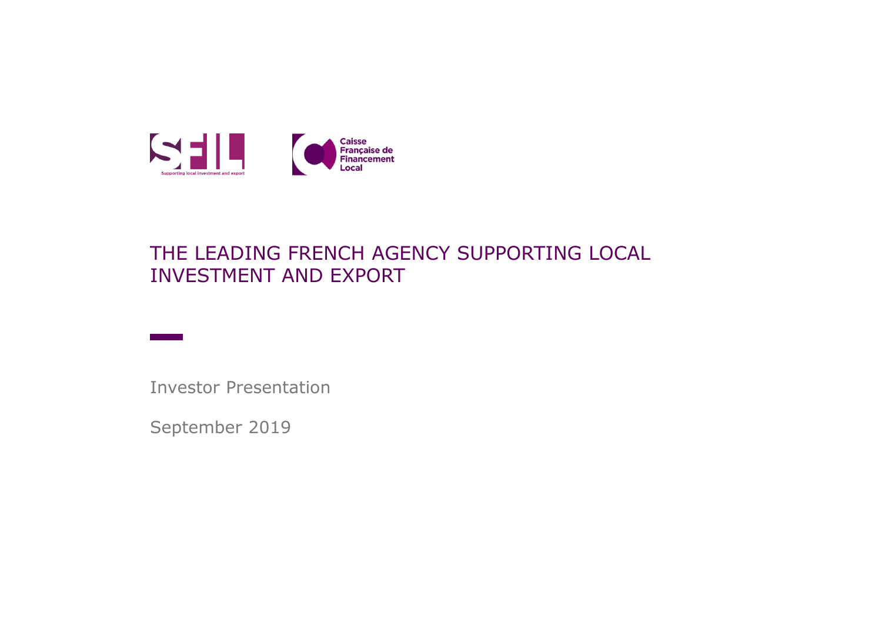SFIL

Supporting local investment and export

Caisse Française de Financement Local

# THE LEADING FRENCH AGENCY SUPPORTING LOCAL INVESTMENT AND EXPORT

Investor Presentation

September 2019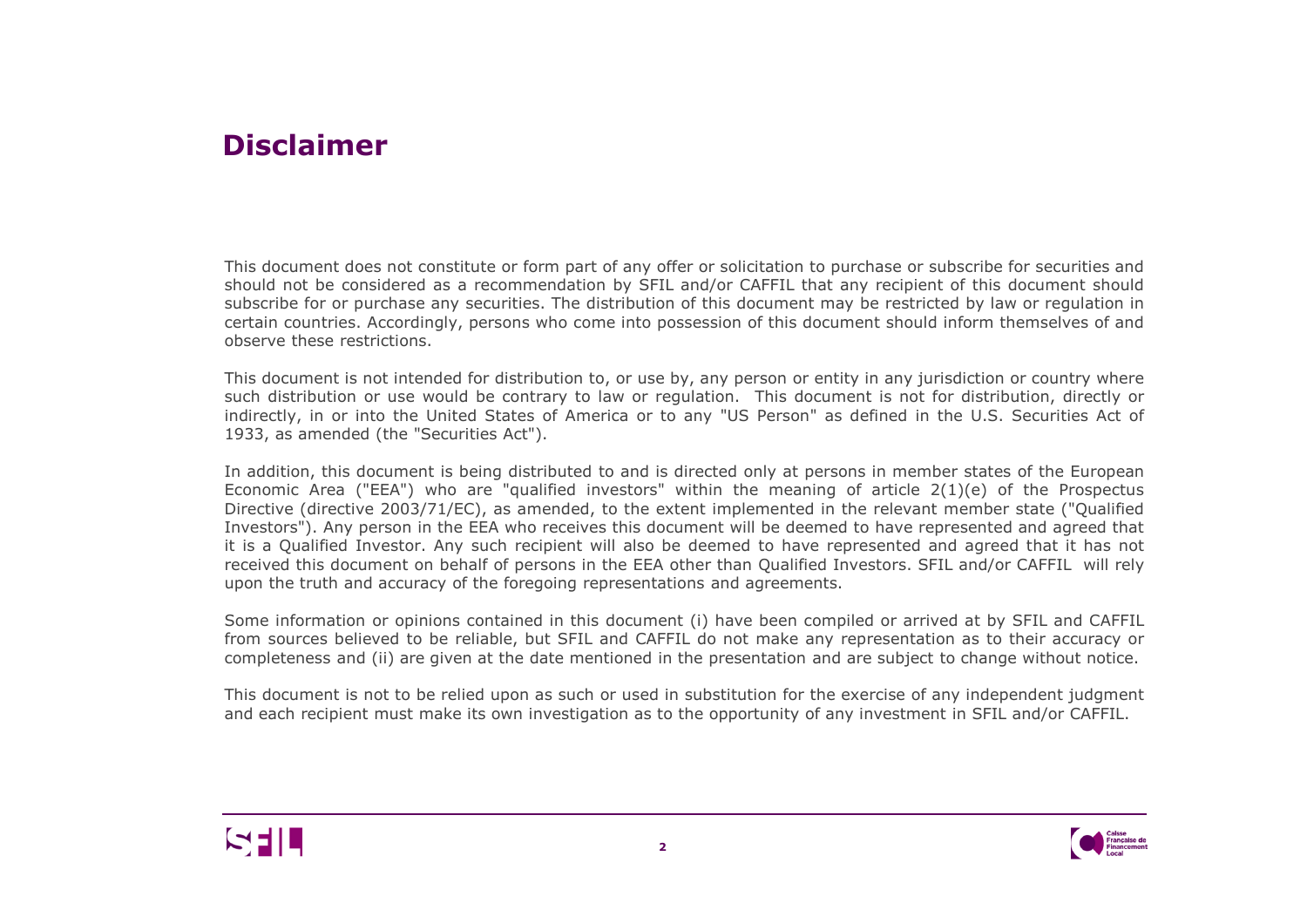# Disclaimer

This document does not constitute or form part of any offer or solicitation to purchase or subscribe for securities and should not be considered as a recommendation by SFIL and/or CAFFIL that any recipient of this document should subscribe for or purchase any securities. The distribution of this document may be restricted by law or regulation in certain countries. Accordingly, persons who come into possession of this document should inform themselves of and observe these restrictions.

This document is not intended for distribution to, or use by, any person or entity in any jurisdiction or country where such distribution or use would be contrary to law or regulation. This document is not for distribution, directly or indirectly, in or into the United States of America or to any "US Person" as defined in the U.S. Securities Act of 1933, as amended (the "Securities Act").

In addition, this document is being distributed to and is directed only at persons in member states of the European Economic Area ("EEA") who are "qualified investors" within the meaning of article 2(1)(e) of the Prospectus Directive (directive 2003/71/EC), as amended, to the extent implemented in the relevant member state ("Qualified Investors"). Any person in the EEA who receives this document will be deemed to have represented and agreed that it is a Qualified Investor. Any such recipient will also be deemed to have represented and agreed that it has not received this document on behalf of persons in the EEA other than Qualified Investors. SFIL and/or CAFFIL will rely upon the truth and accuracy of the foregoing representations and agreements.

Some information or opinions contained in this document (i) have been compiled or arrived at by SFIL and CAFFIL from sources believed to be reliable, but SFIL and CAFFIL do not make any representation as to their accuracy or completeness and (ii) are given at the date mentioned in the presentation and are subject to change without notice.

This document is not to be relied upon as such or used in substitution for the exercise of any independent judgment and each recipient must make its own investigation as to the opportunity of any investment in SFIL and/or CAFFIL.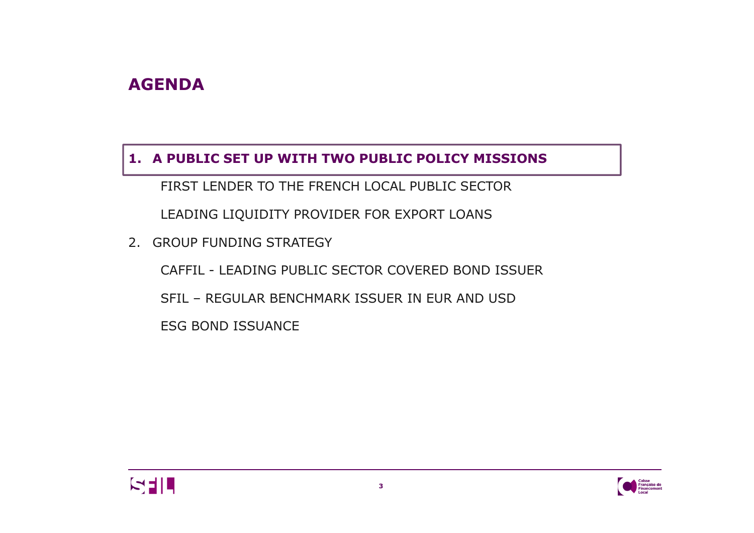# AGENDA

**1. A PUBLIC SET UP WITH TWO PUBLIC POLICY MISSIONS**

- FIRST LENDER TO THE FRENCH LOCAL PUBLIC SECTOR
- LEADING LIQUIDITY PROVIDER FOR EXPORT LOANS

2. GROUP FUNDING STRATEGY

- CAFFIL - LEADING PUBLIC SECTOR COVERED BOND ISSUER
- SFIL – REGULAR BENCHMARK ISSUER IN EUR AND USD
- ESG BOND ISSUANCE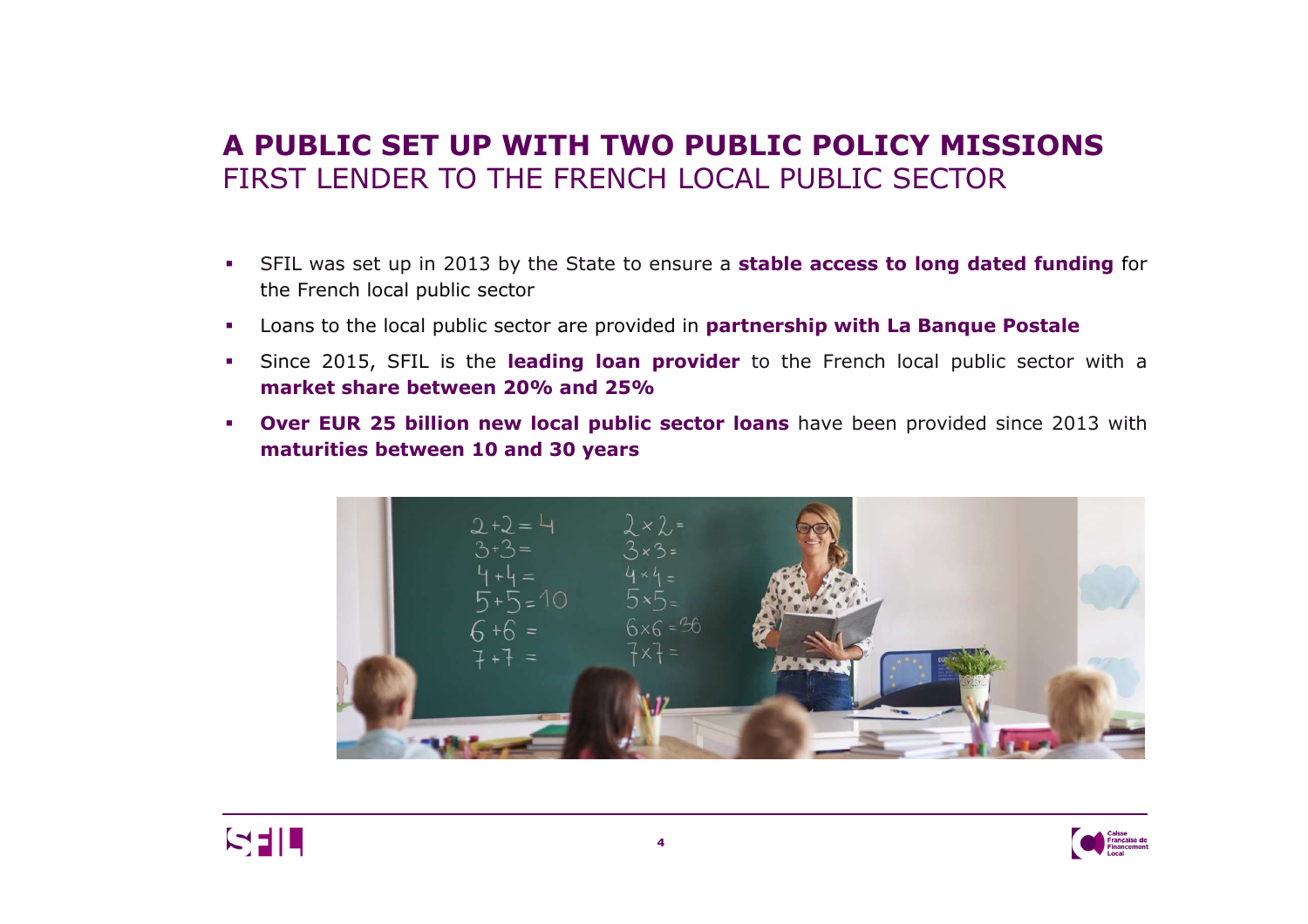## A PUBLIC SET UP WITH TWO PUBLIC POLICY MISSIONS

FIRST LENDER TO THE FRENCH LOCAL PUBLIC SECTOR

- SFIL was set up in 2013 by the State to ensure a **stable access to long dated funding** for the French local public sector
- Loans to the local public sector are provided in **partnership with La Banque Postale**
- Since 2015, SFIL is the **leading loan provider** to the French local public sector with a **market share between 20% and 25%**
- **Over EUR 25 billion new local public sector loans** have been provided since 2013 with **maturities between 10 and 30 years**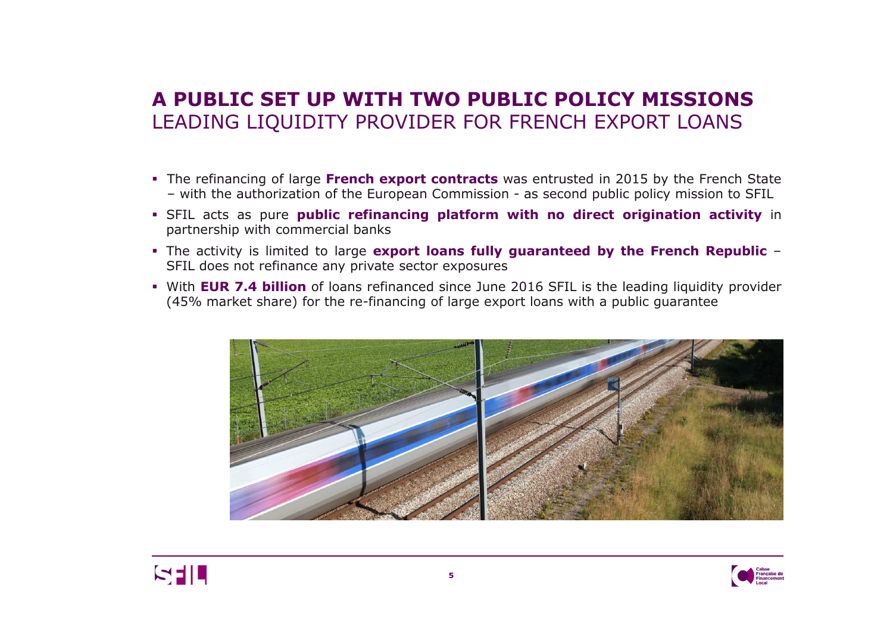# A PUBLIC SET UP WITH TWO PUBLIC POLICY MISSIONS

## LEADING LIQUIDITY PROVIDER FOR FRENCH EXPORT LOANS

- The refinancing of large **French export contracts** was entrusted in 2015 by the French State – with the authorization of the European Commission - as second public policy mission to SFIL
- SFIL acts as pure **public refinancing platform with no direct origination activity** in partnership with commercial banks
- The activity is limited to large **export loans fully guaranteed by the French Republic** – SFIL does not refinance any private sector exposures
- With **EUR 7.4 billion** of loans refinanced since June 2016 SFIL is the leading liquidity provider (45% market share) for the re-financing of large export loans with a public guarantee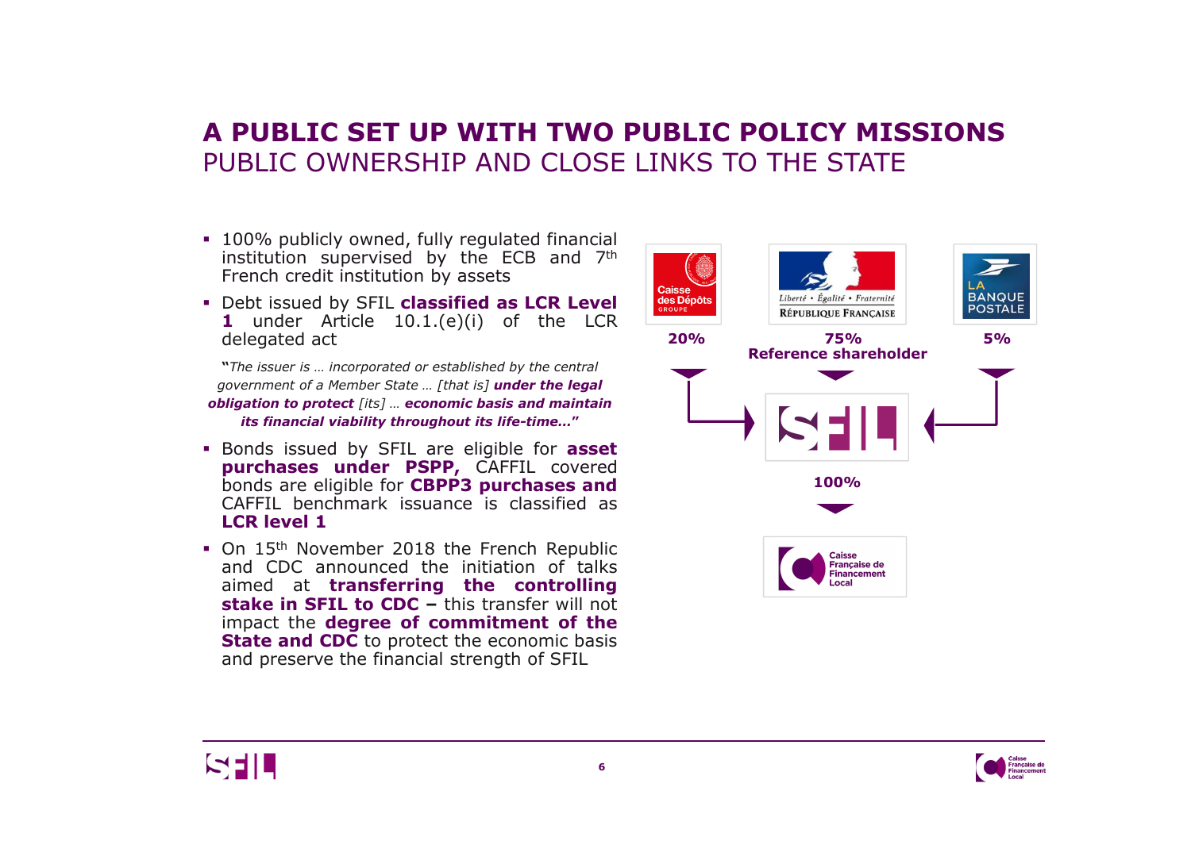# A PUBLIC SET UP WITH TWO PUBLIC POLICY MISSIONS

## PUBLIC OWNERSHIP AND CLOSE LINKS TO THE STATE

- 100% publicly owned, fully regulated financial institution supervised by the ECB and 7th French credit institution by assets
- Debt issued by SFIL **classified as LCR Level 1** under Article 10.1.(e)(i) of the LCR delegated act

"*The issuer is … incorporated or established by the central government of a Member State … [that is]* ***under the legal obligation to protect*** *[its] …* ***economic basis and maintain its financial viability throughout its life-time…"***

- Bonds issued by SFIL are eligible for **asset purchases under PSPP,** CAFFIL covered bonds are eligible for **CBPP3 purchases and** CAFFIL benchmark issuance is classified as **LCR level 1**
- On 15th November 2018 the French Republic and CDC announced the initiation of talks aimed at **transferring the controlling stake in SFIL to CDC –** this transfer will not impact the **degree of commitment of the State and CDC** to protect the economic basis and preserve the financial strength of SFIL

Caisse des Dépôts GROUPE — **20%**

Liberté • Égalité • Fraternité RÉPUBLIQUE FRANÇAISE — **75% Reference shareholder**

LA BANQUE POSTALE — **5%**

SFIL

**100%**

Caisse Française de Financement Local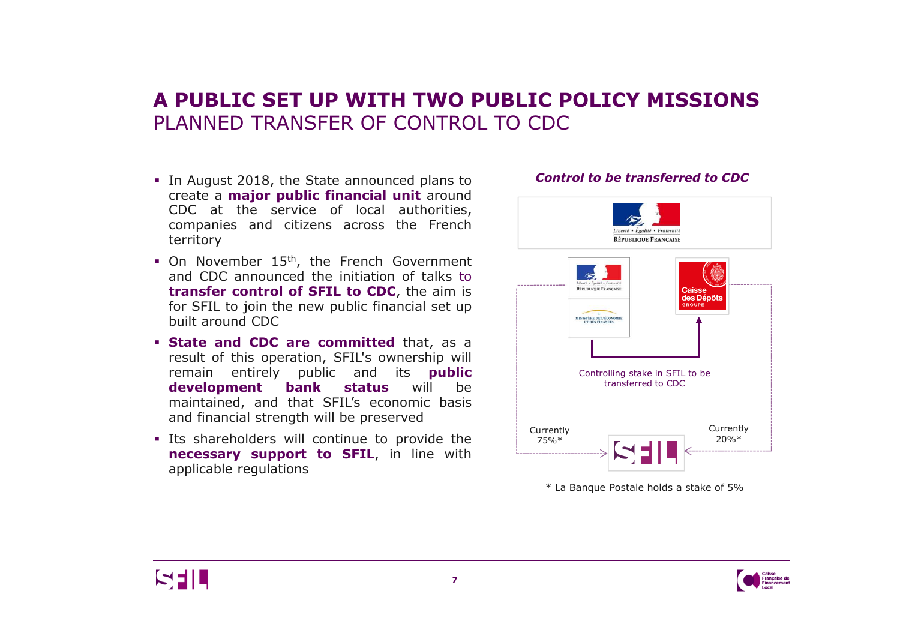# A PUBLIC SET UP WITH TWO PUBLIC POLICY MISSIONS
## PLANNED TRANSFER OF CONTROL TO CDC

- In August 2018, the State announced plans to create a **major public financial unit** around CDC at the service of local authorities, companies and citizens across the French territory
- On November 15th, the French Government and CDC announced the initiation of talks to **transfer control of SFIL to CDC**, the aim is for SFIL to join the new public financial set up built around CDC
- **State and CDC are committed** that, as a result of this operation, SFIL's ownership will remain entirely public and its **public development bank status** will be maintained, and that SFIL's economic basis and financial strength will be preserved
- Its shareholders will continue to provide the **necessary support to SFIL**, in line with applicable regulations

***Control to be transferred to CDC***

Liberté • Égalité • Fraternité
RÉPUBLIQUE FRANÇAISE

Liberté • Égalité • Fraternité
RÉPUBLIQUE FRANÇAISE
MINISTÈRE DE L'ÉCONOMIE ET DES FINANCES

Caisse des Dépôts GROUPE

Controlling stake in SFIL to be transferred to CDC

Currently 75%*

Currently 20%*

SFIL

\* La Banque Postale holds a stake of 5%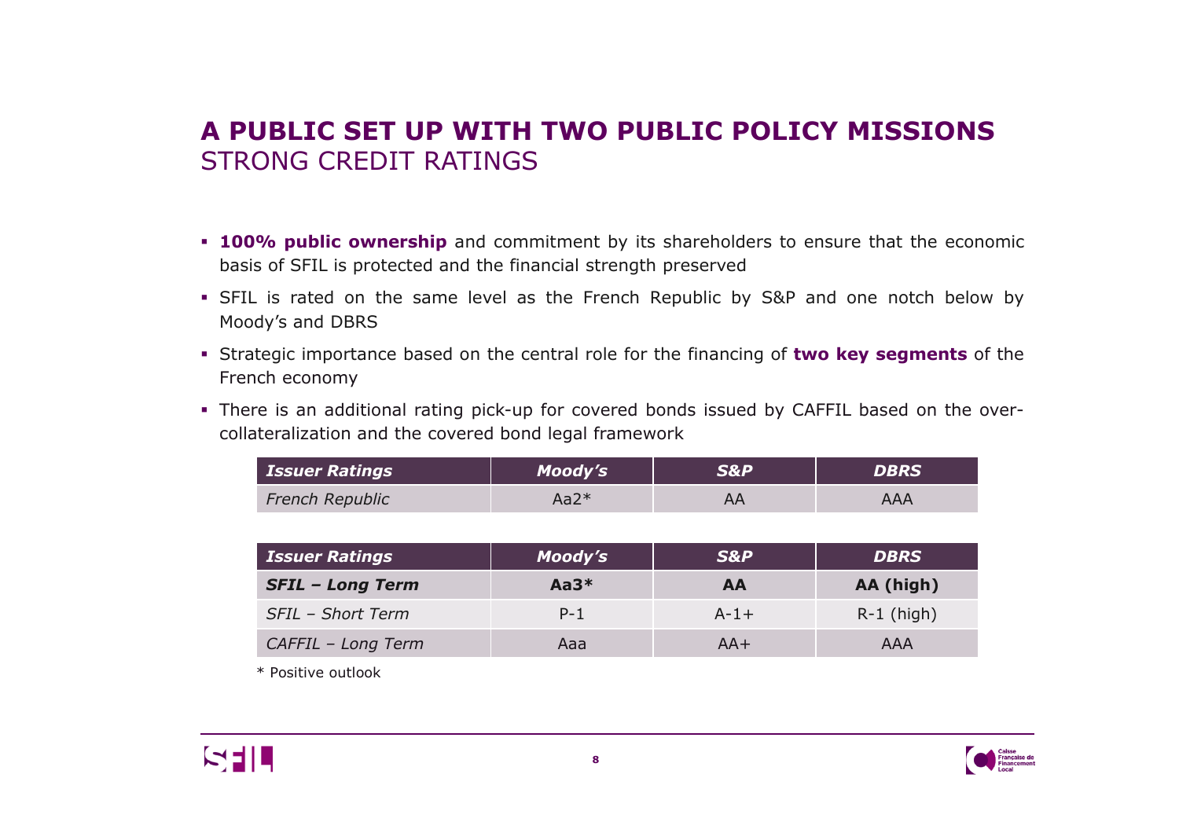# A PUBLIC SET UP WITH TWO PUBLIC POLICY MISSIONS
## STRONG CREDIT RATINGS

- **100% public ownership** and commitment by its shareholders to ensure that the economic basis of SFIL is protected and the financial strength preserved
- SFIL is rated on the same level as the French Republic by S&P and one notch below by Moody's and DBRS
- Strategic importance based on the central role for the financing of **two key segments** of the French economy
- There is an additional rating pick-up for covered bonds issued by CAFFIL based on the over-collateralization and the covered bond legal framework

| *Issuer Ratings* | *Moody's* | *S&P* | *DBRS* |
|---|---|---|---|
| *French Republic* | Aa2* | AA | AAA |

| *Issuer Ratings* | *Moody's* | *S&P* | *DBRS* |
|---|---|---|---|
| ***SFIL – Long Term*** | **Aa3*** | **AA** | **AA (high)** |
| *SFIL – Short Term* | P-1 | A-1+ | R-1 (high) |
| *CAFFIL – Long Term* | Aaa | AA+ | AAA |

* Positive outlook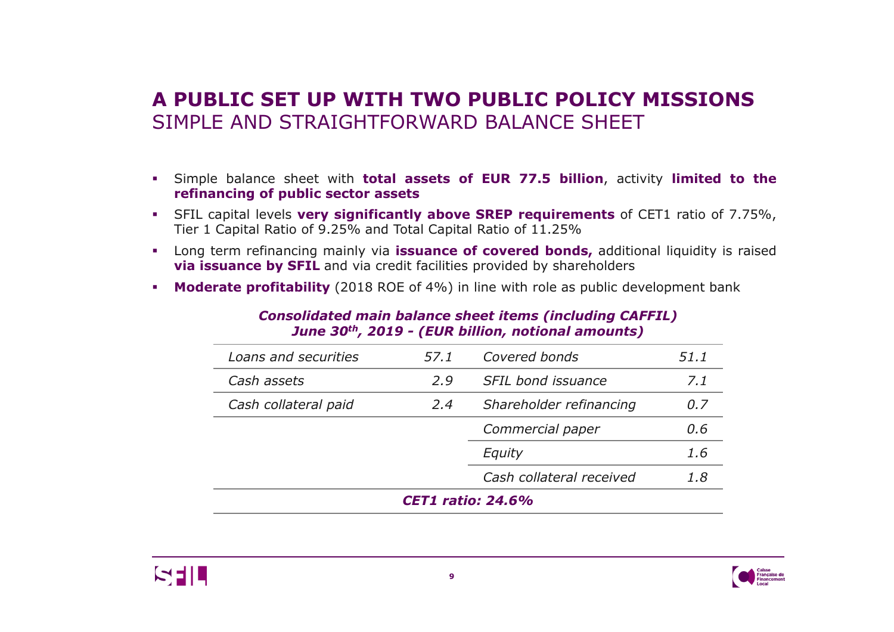# A PUBLIC SET UP WITH TWO PUBLIC POLICY MISSIONS
## SIMPLE AND STRAIGHTFORWARD BALANCE SHEET

- Simple balance sheet with **total assets of EUR 77.5 billion**, activity **limited to the refinancing of public sector assets**
- SFIL capital levels **very significantly above SREP requirements** of CET1 ratio of 7.75%, Tier 1 Capital Ratio of 9.25% and Total Capital Ratio of 11.25%
- Long term refinancing mainly via **issuance of covered bonds,** additional liquidity is raised **via issuance by SFIL** and via credit facilities provided by shareholders
- **Moderate profitability** (2018 ROE of 4%) in line with role as public development bank

***Consolidated main balance sheet items (including CAFFIL)***
***June 30th, 2019 - (EUR billion, notional amounts)***

| | | | |
|---|---|---|---|
| *Loans and securities* | *57.1* | *Covered bonds* | *51.1* |
| *Cash assets* | *2.9* | *SFIL bond issuance* | *7.1* |
| *Cash collateral paid* | *2.4* | *Shareholder refinancing* | *0.7* |
| | | *Commercial paper* | *0.6* |
| | | *Equity* | *1.6* |
| | | *Cash collateral received* | *1.8* |
| ***CET1 ratio: 24.6%*** | | | |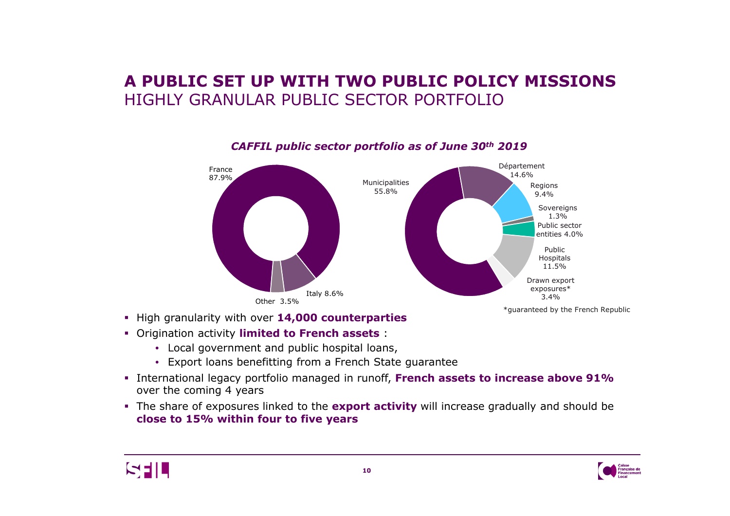# A PUBLIC SET UP WITH TWO PUBLIC POLICY MISSIONS
## HIGHLY GRANULAR PUBLIC SECTOR PORTFOLIO

***CAFFIL public sector portfolio as of June 30th 2019***

France 87.9%
Italy 8.6%
Other 3.5%

Municipalities 55.8%
Département 14.6%
Regions 9.4%
Sovereigns 1.3%
Public sector entities 4.0%
Public Hospitals 11.5%
Drawn export exposures* 3.4%

*guaranteed by the French Republic

- High granularity with over **14,000 counterparties**
- Origination activity **limited to French assets** :
  - Local government and public hospital loans,
  - Export loans benefitting from a French State guarantee
- International legacy portfolio managed in runoff, **French assets to increase above 91%** over the coming 4 years
- The share of exposures linked to the **export activity** will increase gradually and should be **close to 15% within four to five years**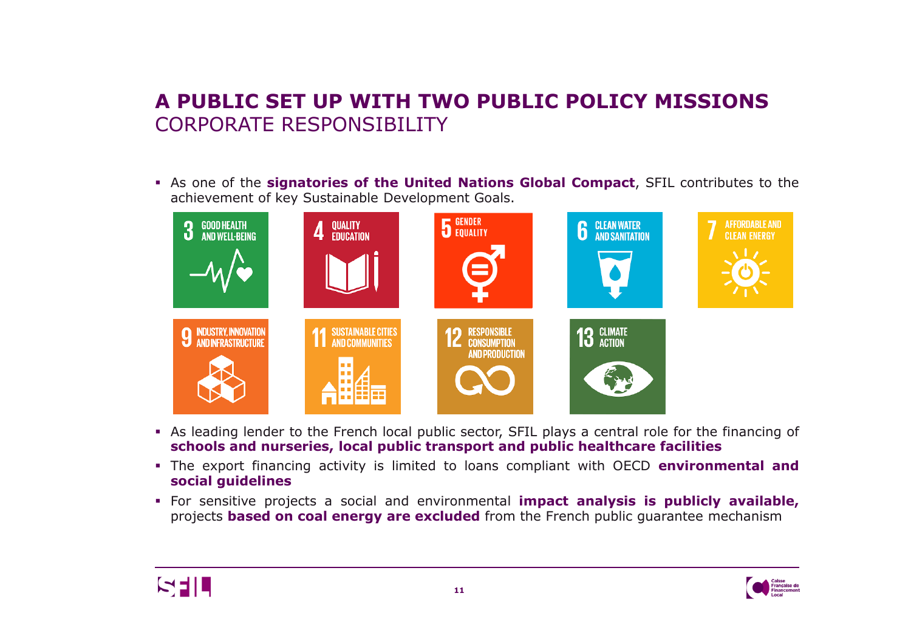# A PUBLIC SET UP WITH TWO PUBLIC POLICY MISSIONS

## CORPORATE RESPONSIBILITY

- As one of the **signatories of the United Nations Global Compact**, SFIL contributes to the achievement of key Sustainable Development Goals.

3 GOOD HEALTH AND WELL-BEING | 4 QUALITY EDUCATION | 5 GENDER EQUALITY | 6 CLEAN WATER AND SANITATION | 7 AFFORDABLE AND CLEAN ENERGY | 9 INDUSTRY, INNOVATION AND INFRASTRUCTURE | 11 SUSTAINABLE CITIES AND COMMUNITIES | 12 RESPONSIBLE CONSUMPTION AND PRODUCTION | 13 CLIMATE ACTION

- As leading lender to the French local public sector, SFIL plays a central role for the financing of **schools and nurseries, local public transport and public healthcare facilities**
- The export financing activity is limited to loans compliant with OECD **environmental and social guidelines**
- For sensitive projects a social and environmental **impact analysis is publicly available,** projects **based on coal energy are excluded** from the French public guarantee mechanism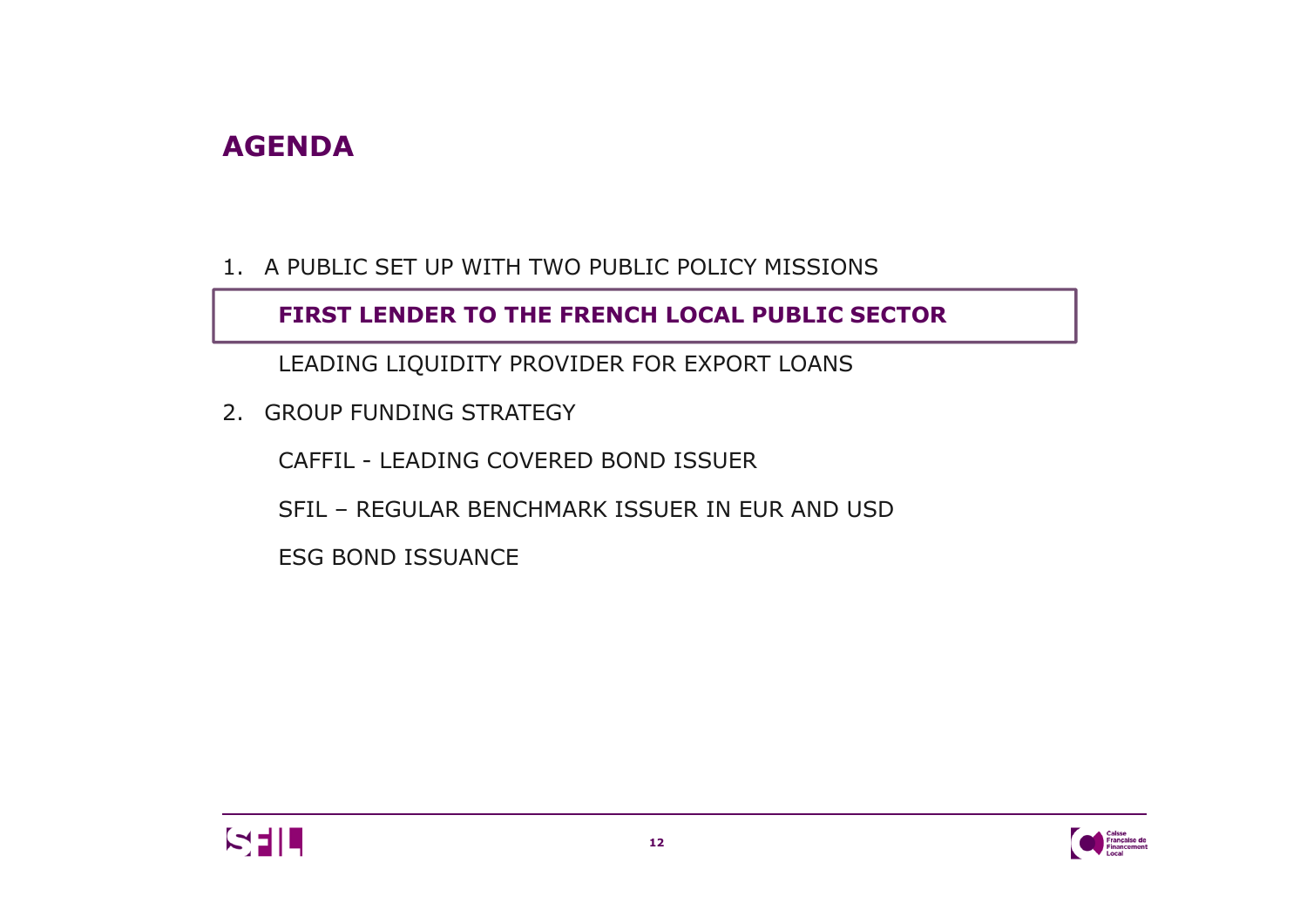# AGENDA

1. A PUBLIC SET UP WITH TWO PUBLIC POLICY MISSIONS

   **FIRST LENDER TO THE FRENCH LOCAL PUBLIC SECTOR**

   LEADING LIQUIDITY PROVIDER FOR EXPORT LOANS

2. GROUP FUNDING STRATEGY

   CAFFIL - LEADING COVERED BOND ISSUER

   SFIL – REGULAR BENCHMARK ISSUER IN EUR AND USD

   ESG BOND ISSUANCE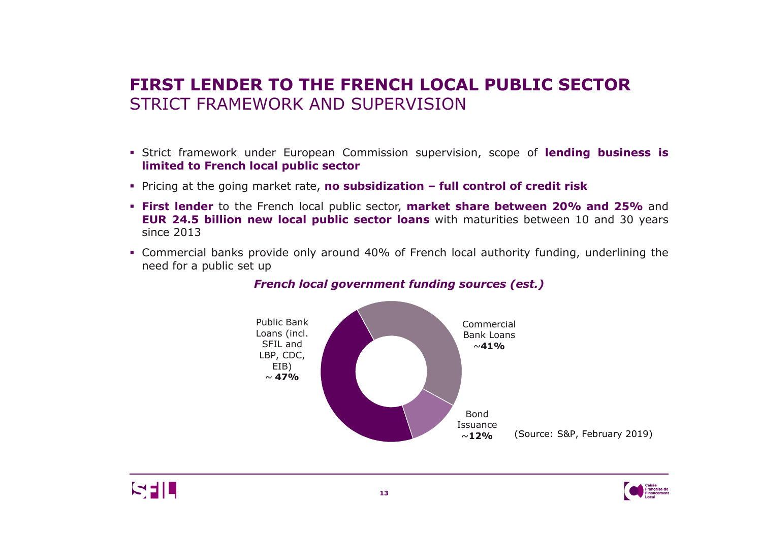# FIRST LENDER TO THE FRENCH LOCAL PUBLIC SECTOR

## STRICT FRAMEWORK AND SUPERVISION

- Strict framework under European Commission supervision, scope of **lending business is limited to French local public sector**
- Pricing at the going market rate, **no subsidization – full control of credit risk**
- **First lender** to the French local public sector, **market share between 20% and 25%** and **EUR 24.5 billion new local public sector loans** with maturities between 10 and 30 years since 2013
- Commercial banks provide only around 40% of French local authority funding, underlining the need for a public set up

***French local government funding sources (est.)***

- Public Bank Loans (incl. SFIL and LBP, CDC, EIB) ~ **47%**
- Commercial Bank Loans ~**41%**
- Bond Issuance ~**12%**

(Source: S&P, February 2019)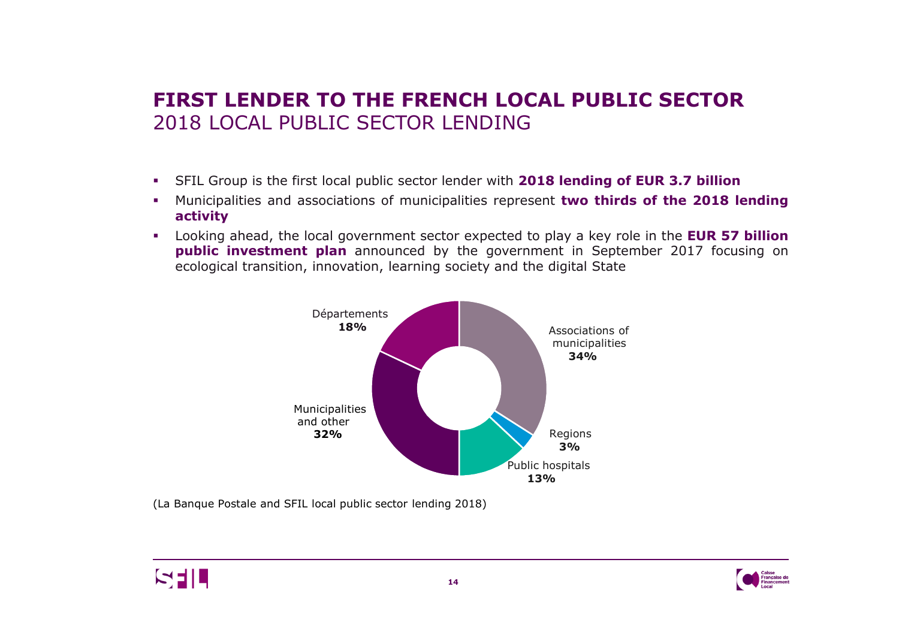# FIRST LENDER TO THE FRENCH LOCAL PUBLIC SECTOR
## 2018 LOCAL PUBLIC SECTOR LENDING

- SFIL Group is the first local public sector lender with **2018 lending of EUR 3.7 billion**
- Municipalities and associations of municipalities represent **two thirds of the 2018 lending activity**
- Looking ahead, the local government sector expected to play a key role in the **EUR 57 billion public investment plan** announced by the government in September 2017 focusing on ecological transition, innovation, learning society and the digital State

Départements **18%**

Associations of municipalities **34%**

Regions **3%**

Public hospitals **13%**

Municipalities and other **32%**

(La Banque Postale and SFIL local public sector lending 2018)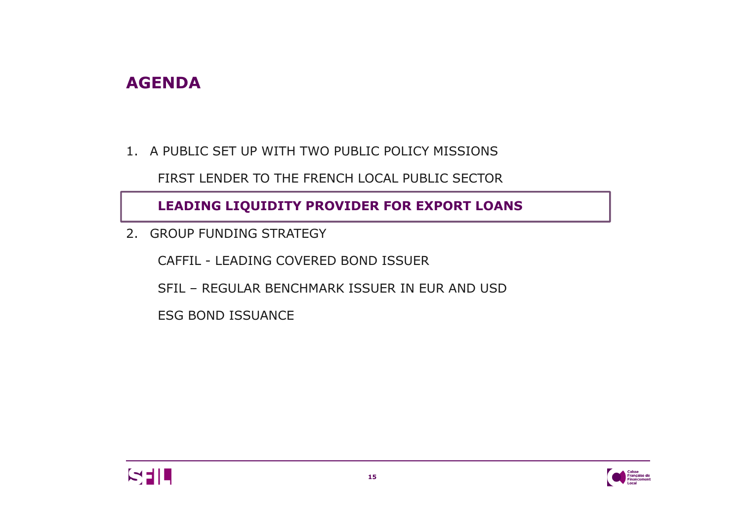# AGENDA

1. A PUBLIC SET UP WITH TWO PUBLIC POLICY MISSIONS

   FIRST LENDER TO THE FRENCH LOCAL PUBLIC SECTOR

   **LEADING LIQUIDITY PROVIDER FOR EXPORT LOANS**

2. GROUP FUNDING STRATEGY

   CAFFIL - LEADING COVERED BOND ISSUER

   SFIL – REGULAR BENCHMARK ISSUER IN EUR AND USD

   ESG BOND ISSUANCE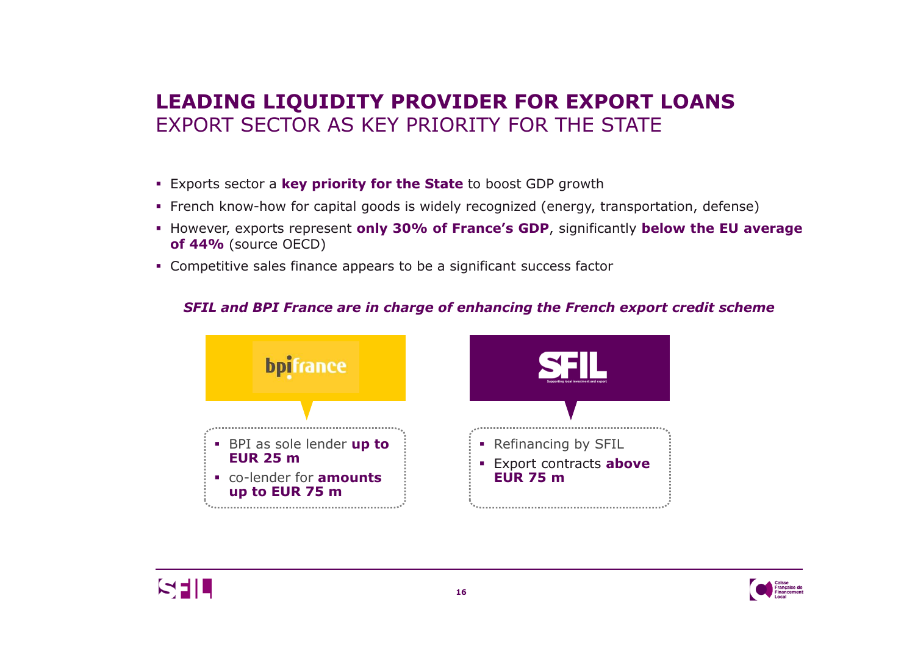# LEADING LIQUIDITY PROVIDER FOR EXPORT LOANS
## EXPORT SECTOR AS KEY PRIORITY FOR THE STATE

- Exports sector a **key priority for the State** to boost GDP growth
- French know-how for capital goods is widely recognized (energy, transportation, defense)
- However, exports represent **only 30% of France's GDP**, significantly **below the EU average of 44%** (source OECD)
- Competitive sales finance appears to be a significant success factor

***SFIL and BPI France are in charge of enhancing the French export credit scheme***

**bpifrance**

- BPI as sole lender **up to EUR 25 m**
- co-lender for **amounts up to EUR 75 m**

**SFIL**

Supporting local investment and export

- Refinancing by SFIL
- Export contracts **above EUR 75 m**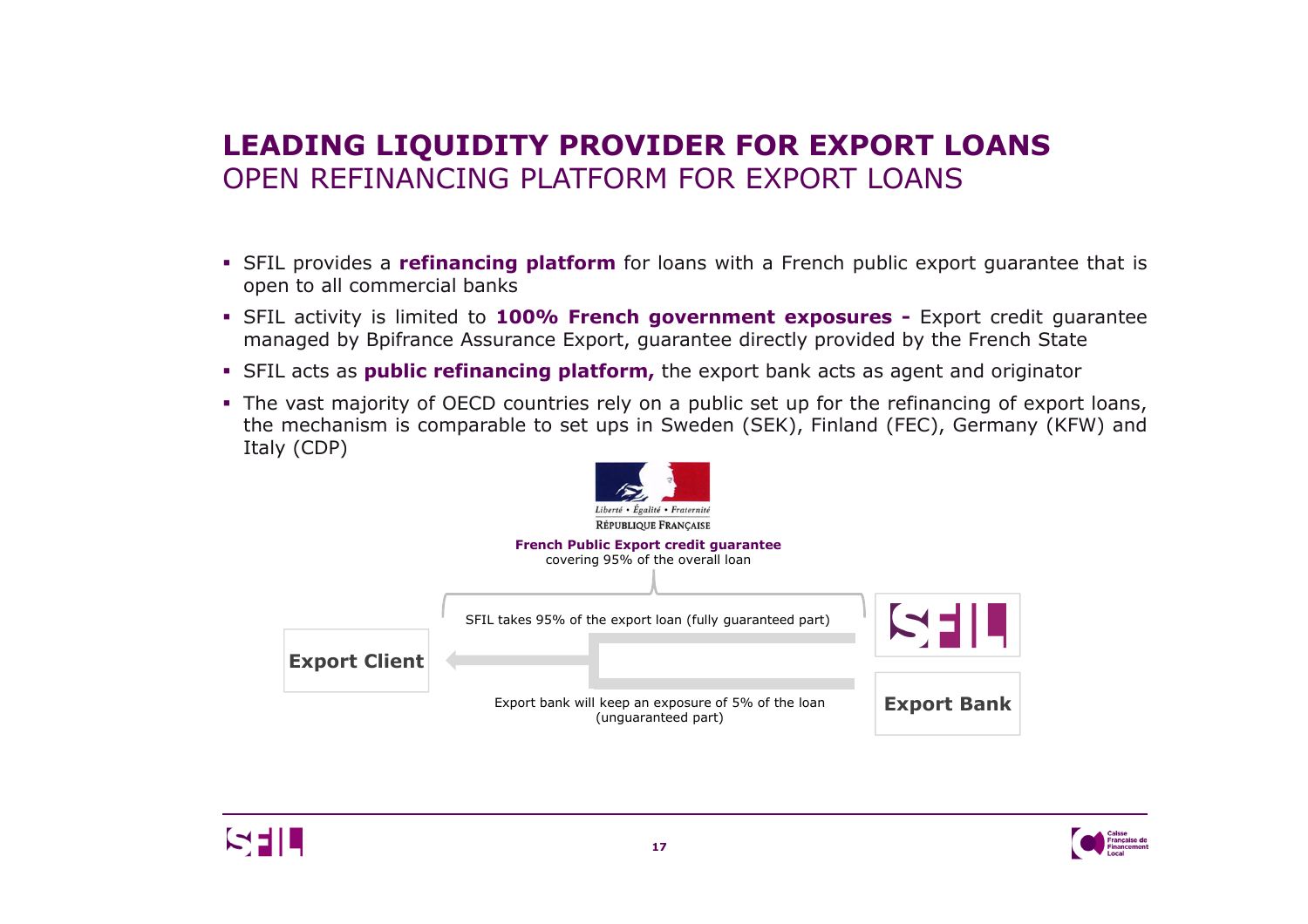# LEADING LIQUIDITY PROVIDER FOR EXPORT LOANS

## OPEN REFINANCING PLATFORM FOR EXPORT LOANS

- SFIL provides a **refinancing platform** for loans with a French public export guarantee that is open to all commercial banks
- SFIL activity is limited to **100% French government exposures -** Export credit guarantee managed by Bpifrance Assurance Export, guarantee directly provided by the French State
- SFIL acts as **public refinancing platform,** the export bank acts as agent and originator
- The vast majority of OECD countries rely on a public set up for the refinancing of export loans, the mechanism is comparable to set ups in Sweden (SEK), Finland (FEC), Germany (KFW) and Italy (CDP)

Liberté • Égalité • Fraternité
RÉPUBLIQUE FRANÇAISE

**French Public Export credit guarantee**
covering 95% of the overall loan

SFIL takes 95% of the export loan (fully guaranteed part)

**Export Client**

**SFIL**

**Export Bank**

Export bank will keep an exposure of 5% of the loan (unguaranteed part)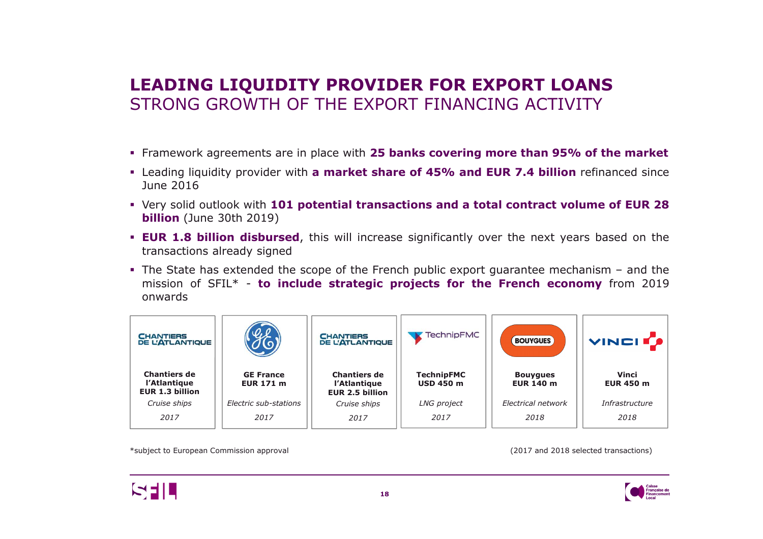# LEADING LIQUIDITY PROVIDER FOR EXPORT LOANS
## STRONG GROWTH OF THE EXPORT FINANCING ACTIVITY

- Framework agreements are in place with **25 banks covering more than 95% of the market**
- Leading liquidity provider with **a market share of 45% and EUR 7.4 billion** refinanced since June 2016
- Very solid outlook with **101 potential transactions and a total contract volume of EUR 28 billion** (June 30th 2019)
- **EUR 1.8 billion disbursed**, this will increase significantly over the next years based on the transactions already signed
- The State has extended the scope of the French public export guarantee mechanism – and the mission of SFIL* - **to include strategic projects for the French economy** from 2019 onwards

| Chantiers de l'Atlantique | GE France | Chantiers de l'Atlantique | TechnipFMC | Bouygues | Vinci |
|---|---|---|---|---|---|
| **EUR 1.3 billion** | **EUR 171 m** | **EUR 2.5 billion** | **USD 450 m** | **EUR 140 m** | **EUR 450 m** |
| *Cruise ships* | *Electric sub-stations* | *Cruise ships* | *LNG project* | *Electrical network* | *Infrastructure* |
| *2017* | *2017* | *2017* | *2017* | *2018* | *2018* |

*subject to European Commission approval

(2017 and 2018 selected transactions)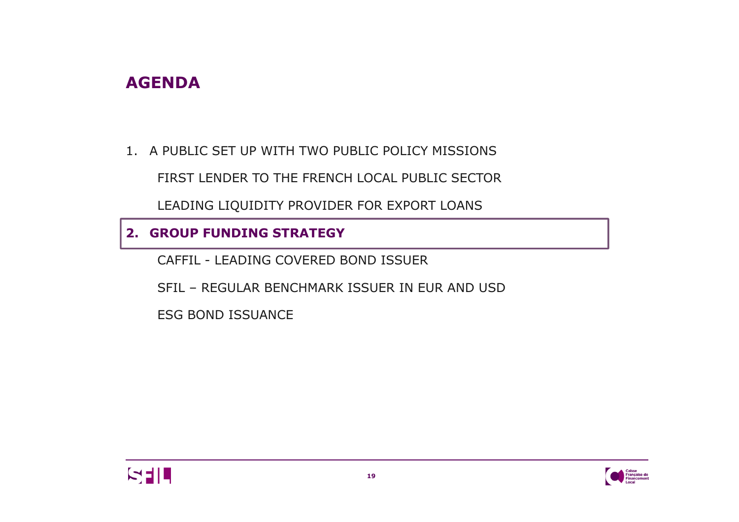# AGENDA

1. A PUBLIC SET UP WITH TWO PUBLIC POLICY MISSIONS

   FIRST LENDER TO THE FRENCH LOCAL PUBLIC SECTOR

   LEADING LIQUIDITY PROVIDER FOR EXPORT LOANS

2. **GROUP FUNDING STRATEGY**

   CAFFIL - LEADING COVERED BOND ISSUER

   SFIL – REGULAR BENCHMARK ISSUER IN EUR AND USD

   ESG BOND ISSUANCE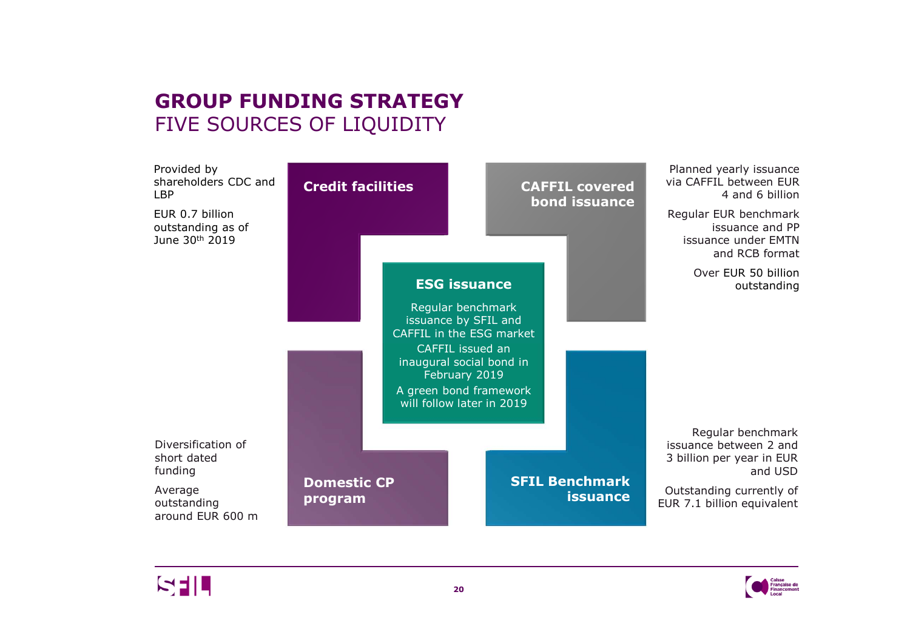# GROUP FUNDING STRATEGY
## FIVE SOURCES OF LIQUIDITY

### Credit facilities

Provided by shareholders CDC and LBP

EUR 0.7 billion outstanding as of June 30th 2019

### CAFFIL covered bond issuance

Planned yearly issuance via CAFFIL between EUR 4 and 6 billion

Regular EUR benchmark issuance and PP issuance under EMTN and RCB format

Over EUR 50 billion outstanding

### ESG issuance

Regular benchmark issuance by SFIL and CAFFIL in the ESG market

CAFFIL issued an inaugural social bond in February 2019

A green bond framework will follow later in 2019

### Domestic CP program

Diversification of short dated funding

Average outstanding around EUR 600 m

### SFIL Benchmark issuance

Regular benchmark issuance between 2 and 3 billion per year in EUR and USD

Outstanding currently of EUR 7.1 billion equivalent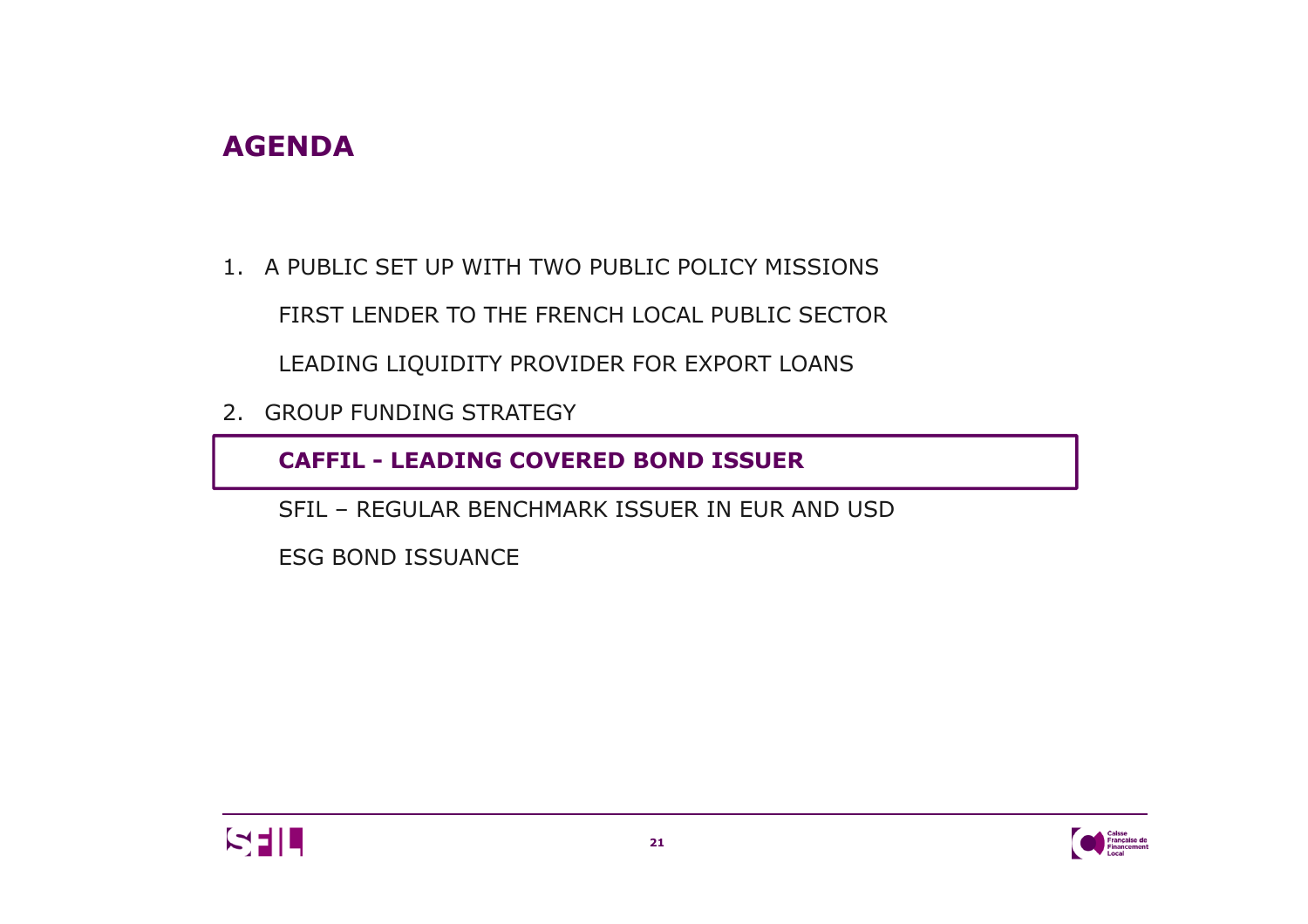# AGENDA

1. A PUBLIC SET UP WITH TWO PUBLIC POLICY MISSIONS

   FIRST LENDER TO THE FRENCH LOCAL PUBLIC SECTOR

   LEADING LIQUIDITY PROVIDER FOR EXPORT LOANS

2. GROUP FUNDING STRATEGY

   **CAFFIL - LEADING COVERED BOND ISSUER**

   SFIL – REGULAR BENCHMARK ISSUER IN EUR AND USD

   ESG BOND ISSUANCE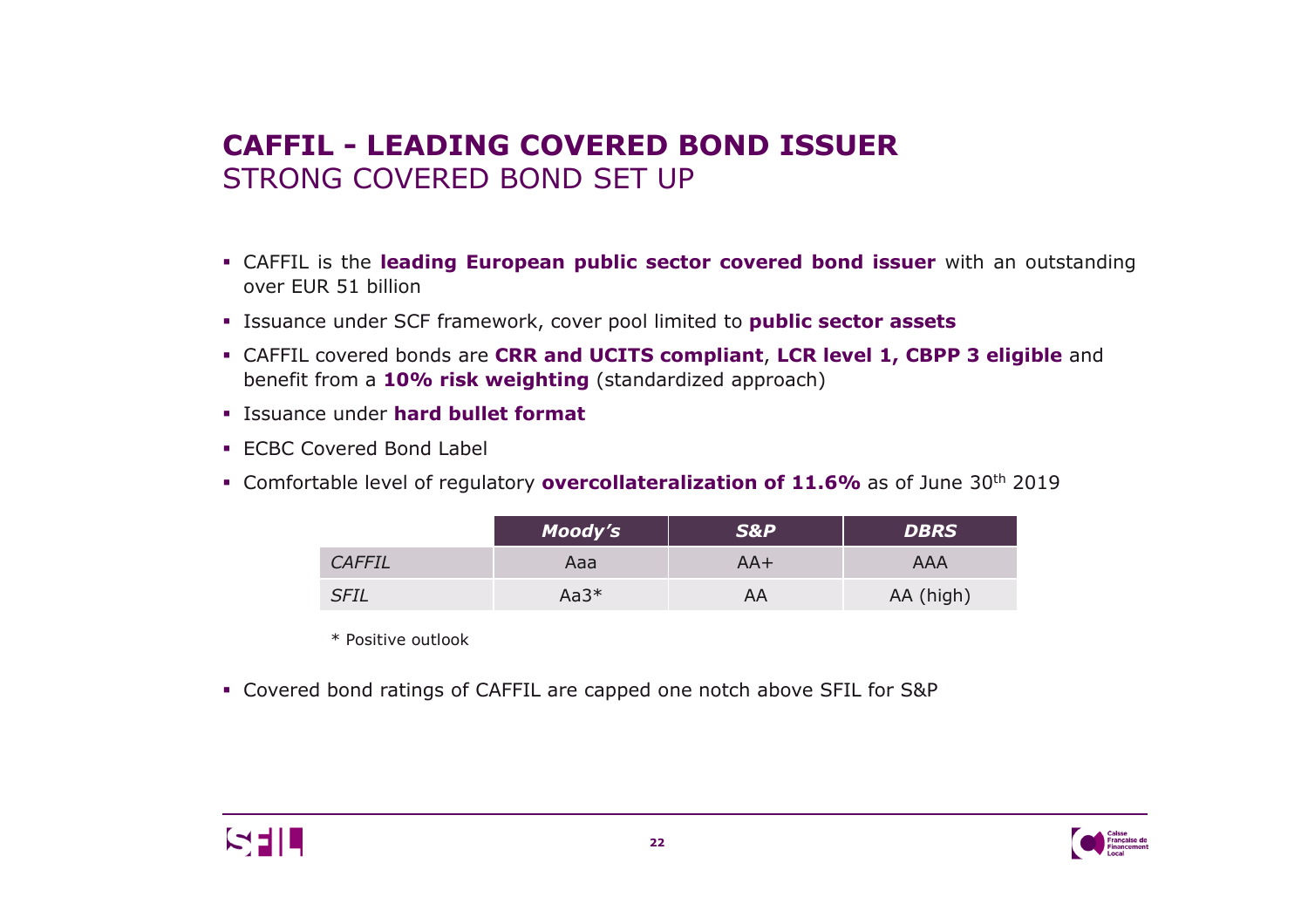# CAFFIL - LEADING COVERED BOND ISSUER
## STRONG COVERED BOND SET UP

- CAFFIL is the **leading European public sector covered bond issuer** with an outstanding over EUR 51 billion
- Issuance under SCF framework, cover pool limited to **public sector assets**
- CAFFIL covered bonds are **CRR and UCITS compliant**, **LCR level 1, CBPP 3 eligible** and benefit from a **10% risk weighting** (standardized approach)
- Issuance under **hard bullet format**
- ECBC Covered Bond Label
- Comfortable level of regulatory **overcollateralization of 11.6%** as of June 30th 2019

| | ***Moody's*** | ***S&P*** | ***DBRS*** |
|---|---|---|---|
| *CAFFIL* | Aaa | AA+ | AAA |
| *SFIL* | Aa3* | AA | AA (high) |

\* Positive outlook

- Covered bond ratings of CAFFIL are capped one notch above SFIL for S&P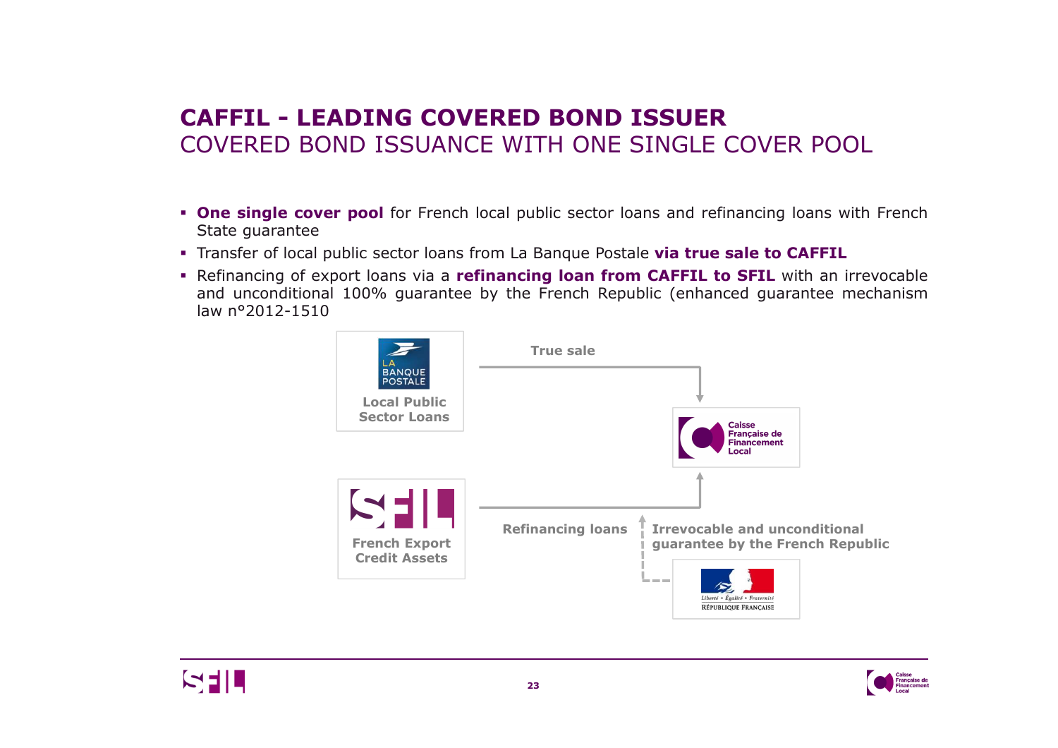# CAFFIL - LEADING COVERED BOND ISSUER

## COVERED BOND ISSUANCE WITH ONE SINGLE COVER POOL

- **One single cover pool** for French local public sector loans and refinancing loans with French State guarantee
- Transfer of local public sector loans from La Banque Postale **via true sale to CAFFIL**
- Refinancing of export loans via a **refinancing loan from CAFFIL to SFIL** with an irrevocable and unconditional 100% guarantee by the French Republic (enhanced guarantee mechanism law n°2012-1510

La Banque Postale — Local Public Sector Loans

True sale

Caisse Française de Financement Local

SFIL — French Export Credit Assets

Refinancing loans

Irrevocable and unconditional guarantee by the French Republic

Liberté • Égalité • Fraternité — République Française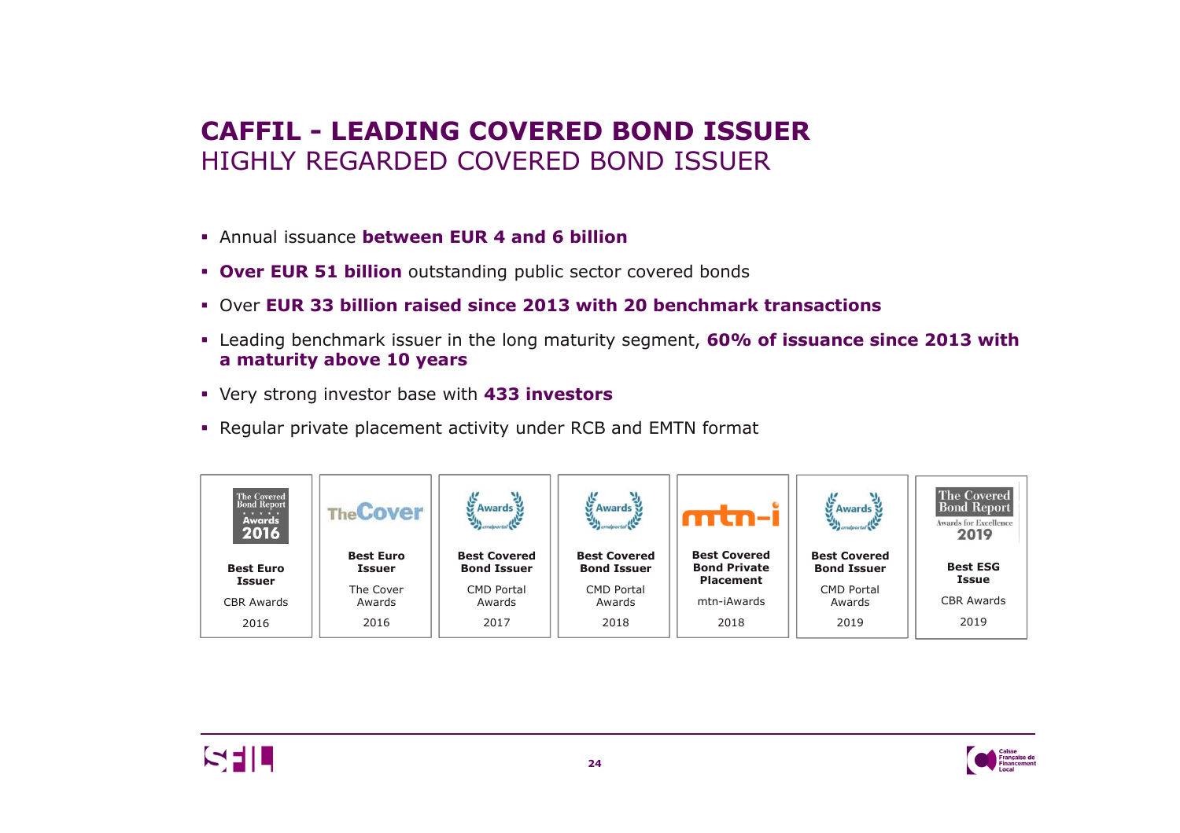# CAFFIL - LEADING COVERED BOND ISSUER
## HIGHLY REGARDED COVERED BOND ISSUER

- Annual issuance **between EUR 4 and 6 billion**
- **Over EUR 51 billion** outstanding public sector covered bonds
- Over **EUR 33 billion raised since 2013 with 20 benchmark transactions**
- Leading benchmark issuer in the long maturity segment, **60% of issuance since 2013 with a maturity above 10 years**
- Very strong investor base with **433 investors**
- Regular private placement activity under RCB and EMTN format

| **Best Euro Issuer** | **Best Euro Issuer** | **Best Covered Bond Issuer** | **Best Covered Bond Issuer** | **Best Covered Bond Private Placement** | **Best Covered Bond Issuer** | **Best ESG Issue** |
|---|---|---|---|---|---|---|
| CBR Awards | The Cover Awards | CMD Portal Awards | CMD Portal Awards | mtn-iAwards | CMD Portal Awards | CBR Awards |
| 2016 | 2016 | 2017 | 2018 | 2018 | 2019 | 2019 |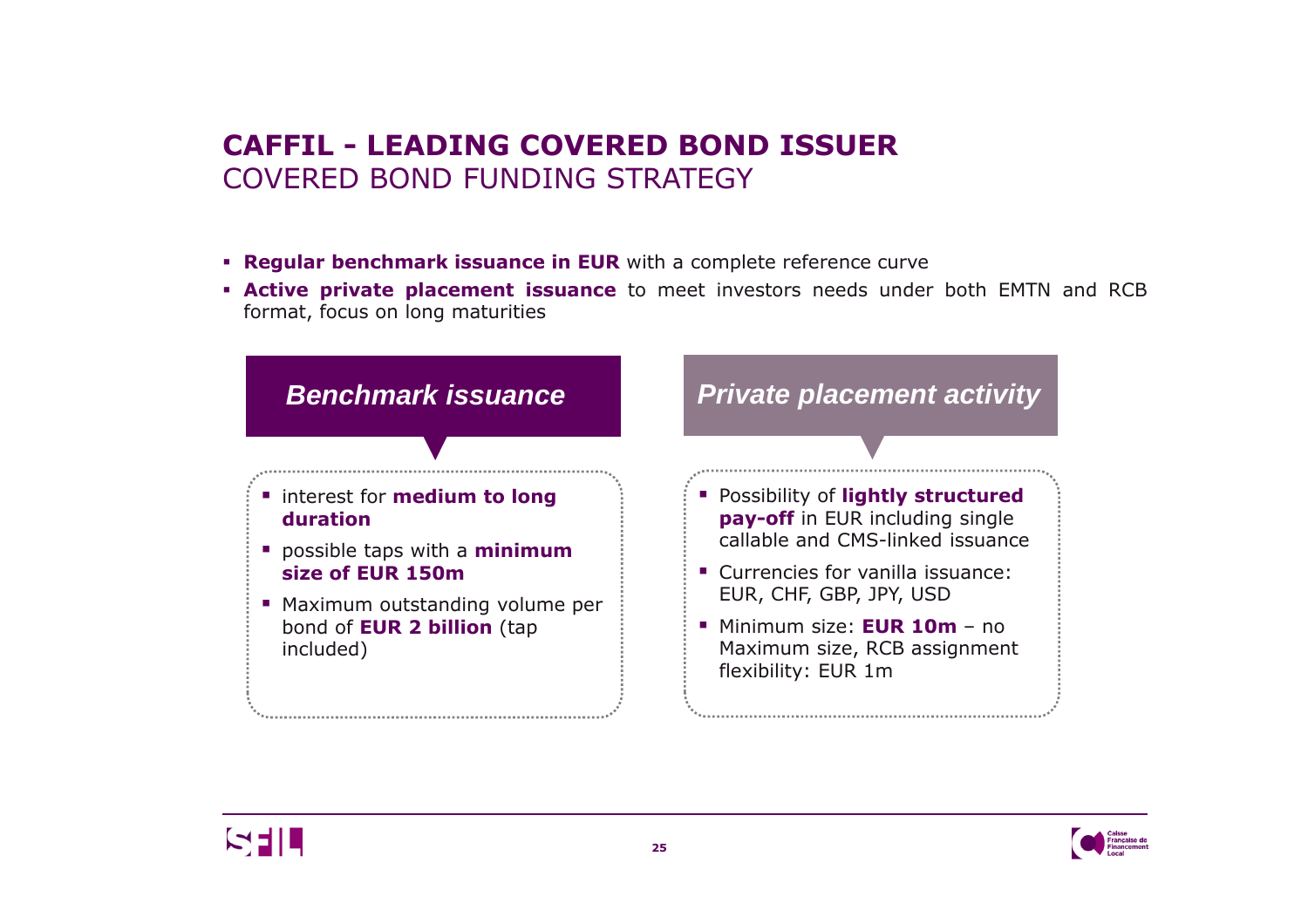# CAFFIL - LEADING COVERED BOND ISSUER
## COVERED BOND FUNDING STRATEGY

- **Regular benchmark issuance in EUR** with a complete reference curve
- **Active private placement issuance** to meet investors needs under both EMTN and RCB format, focus on long maturities

### *Benchmark issuance*

- interest for **medium to long duration**
- possible taps with a **minimum size of EUR 150m**
- Maximum outstanding volume per bond of **EUR 2 billion** (tap included)

### *Private placement activity*

- Possibility of **lightly structured pay-off** in EUR including single callable and CMS-linked issuance
- Currencies for vanilla issuance: EUR, CHF, GBP, JPY, USD
- Minimum size: **EUR 10m** – no Maximum size, RCB assignment flexibility: EUR 1m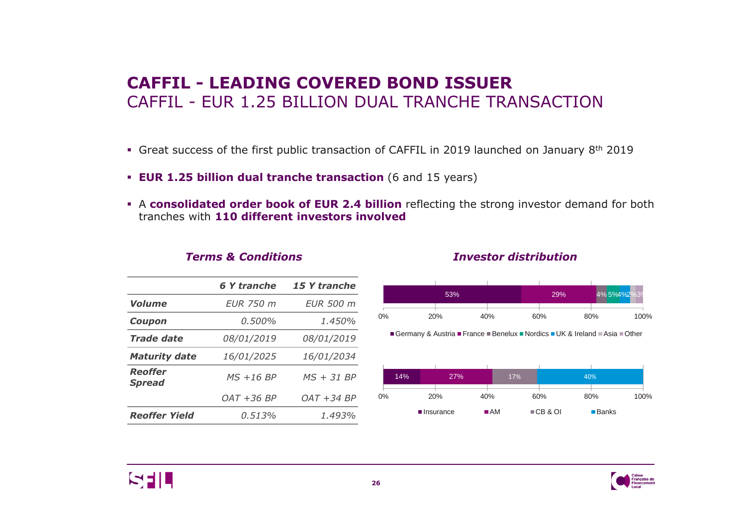# CAFFIL - LEADING COVERED BOND ISSUER

## CAFFIL - EUR 1.25 BILLION DUAL TRANCHE TRANSACTION

- Great success of the first public transaction of CAFFIL in 2019 launched on January 8th 2019
- **EUR 1.25 billion dual tranche transaction** (6 and 15 years)
- A **consolidated order book of EUR 2.4 billion** reflecting the strong investor demand for both tranches with **110 different investors involved**

### *Terms & Conditions*

| | *6 Y tranche* | *15 Y tranche* |
|---|---|---|
| ***Volume*** | *EUR 750 m* | *EUR 500 m* |
| ***Coupon*** | *0.500%* | *1.450%* |
| ***Trade date*** | *08/01/2019* | *08/01/2019* |
| ***Maturity date*** | *16/01/2025* | *16/01/2034* |
| ***Reoffer Spread*** | *MS +16 BP* | *MS + 31 BP* |
| | *OAT +36 BP* | *OAT +34 BP* |
| ***Reoffer Yield*** | *0.513%* | *1.493%* |

### *Investor distribution*

| Germany & Austria | France | Benelux | Nordics | UK & Ireland | Asia | Other |
|---|---|---|---|---|---|---|
| 53% | 29% | 4% | 5% | 4% | 2% | 3% |

| Insurance | AM | CB & OI | Banks |
|---|---|---|---|
| 14% | 27% | 17% | 40% |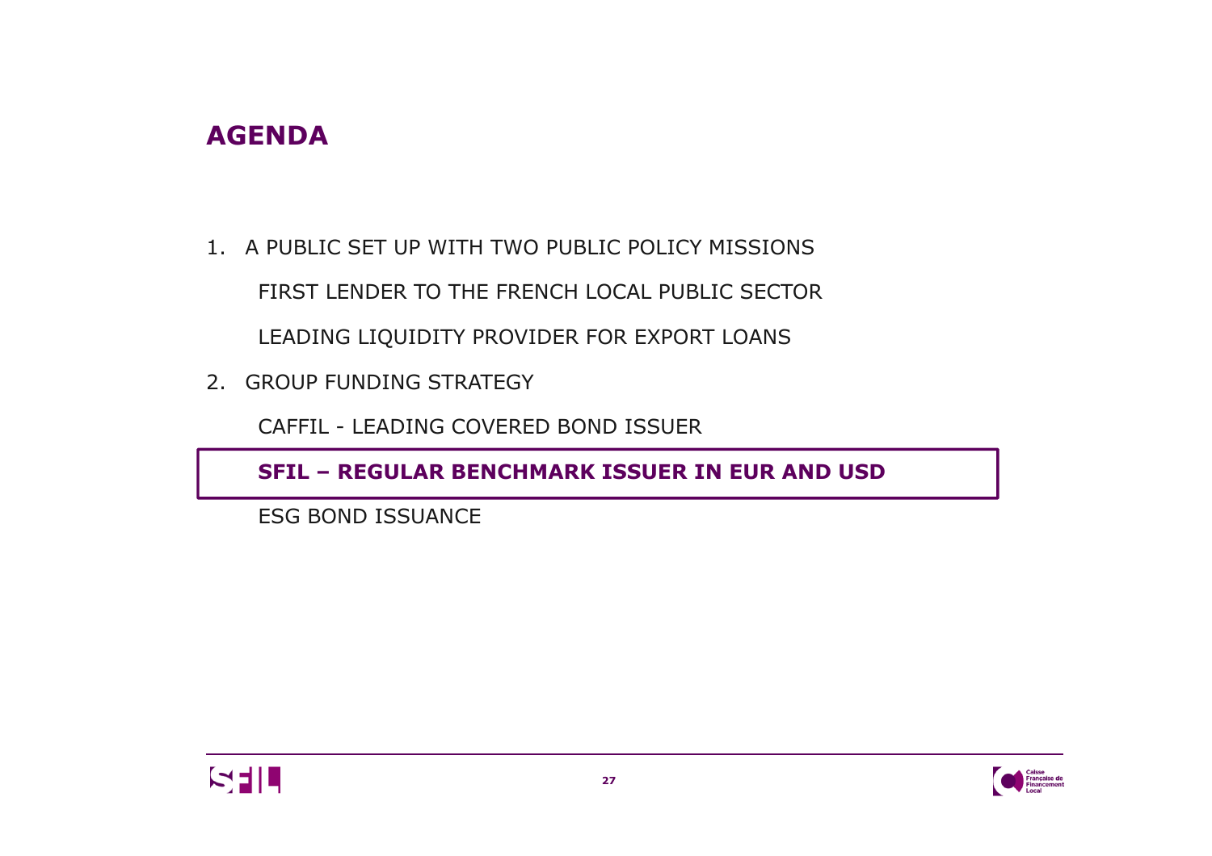# AGENDA

1. A PUBLIC SET UP WITH TWO PUBLIC POLICY MISSIONS

   FIRST LENDER TO THE FRENCH LOCAL PUBLIC SECTOR

   LEADING LIQUIDITY PROVIDER FOR EXPORT LOANS

2. GROUP FUNDING STRATEGY

   CAFFIL - LEADING COVERED BOND ISSUER

   **SFIL – REGULAR BENCHMARK ISSUER IN EUR AND USD**

   ESG BOND ISSUANCE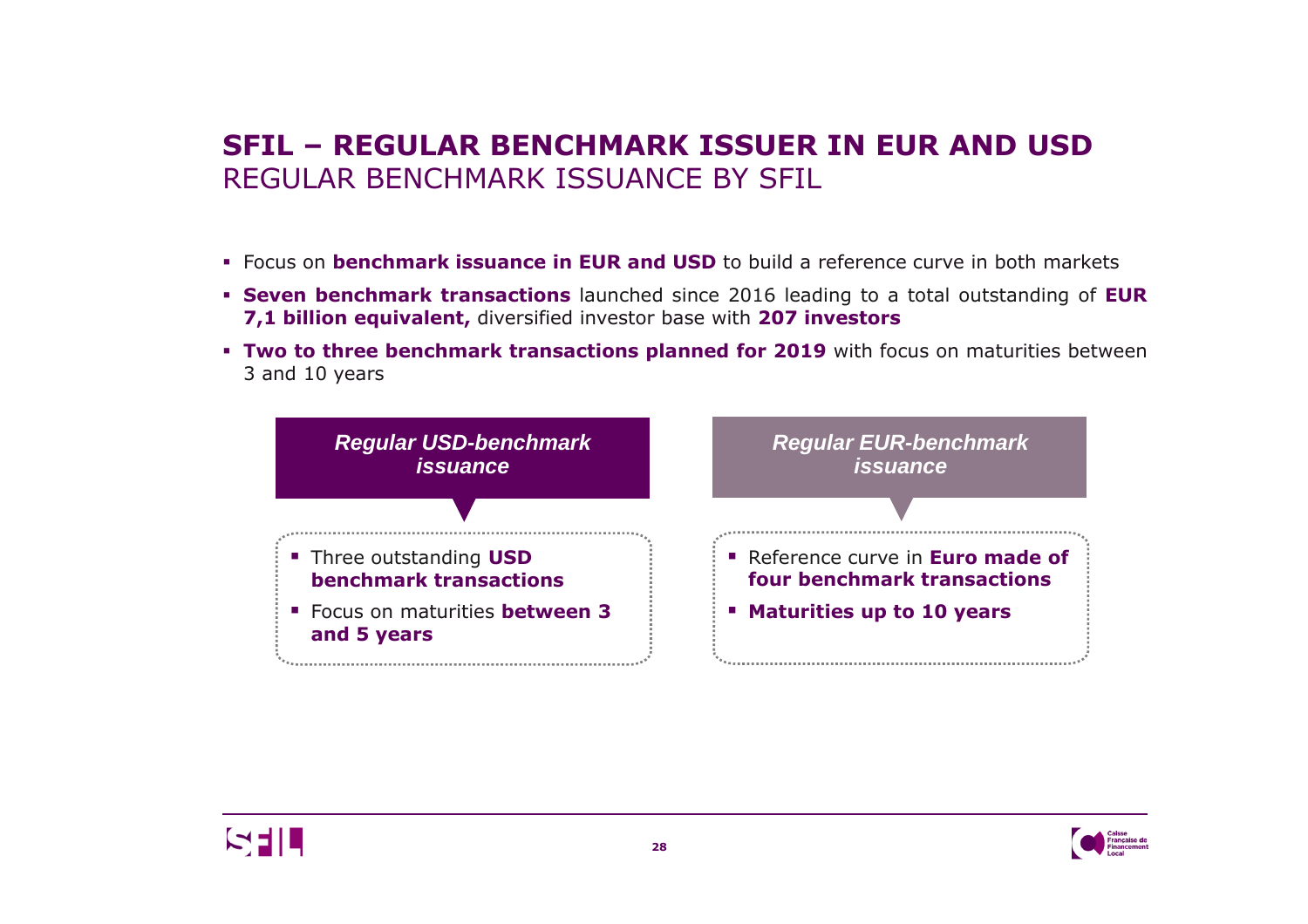# SFIL – REGULAR BENCHMARK ISSUER IN EUR AND USD

## REGULAR BENCHMARK ISSUANCE BY SFIL

- Focus on **benchmark issuance in EUR and USD** to build a reference curve in both markets
- **Seven benchmark transactions** launched since 2016 leading to a total outstanding of **EUR 7,1 billion equivalent,** diversified investor base with **207 investors**
- **Two to three benchmark transactions planned for 2019** with focus on maturities between 3 and 10 years

### *Regular USD-benchmark issuance*

- Three outstanding **USD benchmark transactions**
- Focus on maturities **between 3 and 5 years**

### *Regular EUR-benchmark issuance*

- Reference curve in **Euro made of four benchmark transactions**
- **Maturities up to 10 years**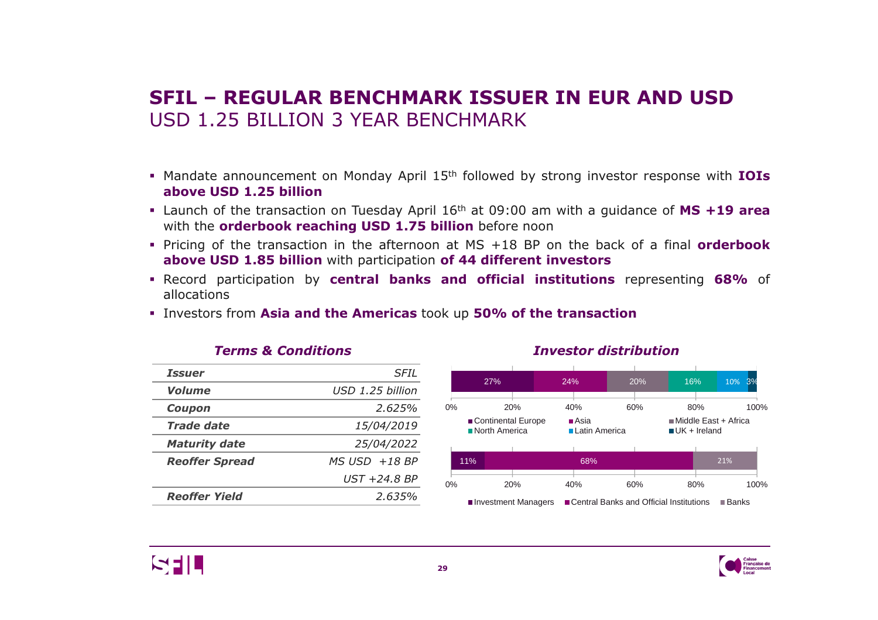# SFIL – REGULAR BENCHMARK ISSUER IN EUR AND USD

## USD 1.25 BILLION 3 YEAR BENCHMARK

- Mandate announcement on Monday April 15th followed by strong investor response with **IOIs above USD 1.25 billion**
- Launch of the transaction on Tuesday April 16th at 09:00 am with a guidance of **MS +19 area** with the **orderbook reaching USD 1.75 billion** before noon
- Pricing of the transaction in the afternoon at MS +18 BP on the back of a final **orderbook above USD 1.85 billion** with participation **of 44 different investors**
- Record participation by **central banks and official institutions** representing **68%** of allocations
- Investors from **Asia and the Americas** took up **50% of the transaction**

### *Terms & Conditions*

| | |
|---|---|
| ***Issuer*** | *SFIL* |
| ***Volume*** | *USD 1.25 billion* |
| ***Coupon*** | *2.625%* |
| ***Trade date*** | *15/04/2019* |
| ***Maturity date*** | *25/04/2022* |
| ***Reoffer Spread*** | *MS USD +18 BP* |
| | *UST +24.8 BP* |
| ***Reoffer Yield*** | *2.635%* |

### *Investor distribution*

| Continental Europe | Asia | Middle East + Africa | North America | Latin America | UK + Ireland |
|---|---|---|---|---|---|
| 27% | 24% | 20% | 16% | 10% | 3% |

| Investment Managers | Central Banks and Official Institutions | Banks |
|---|---|---|
| 11% | 68% | 21% |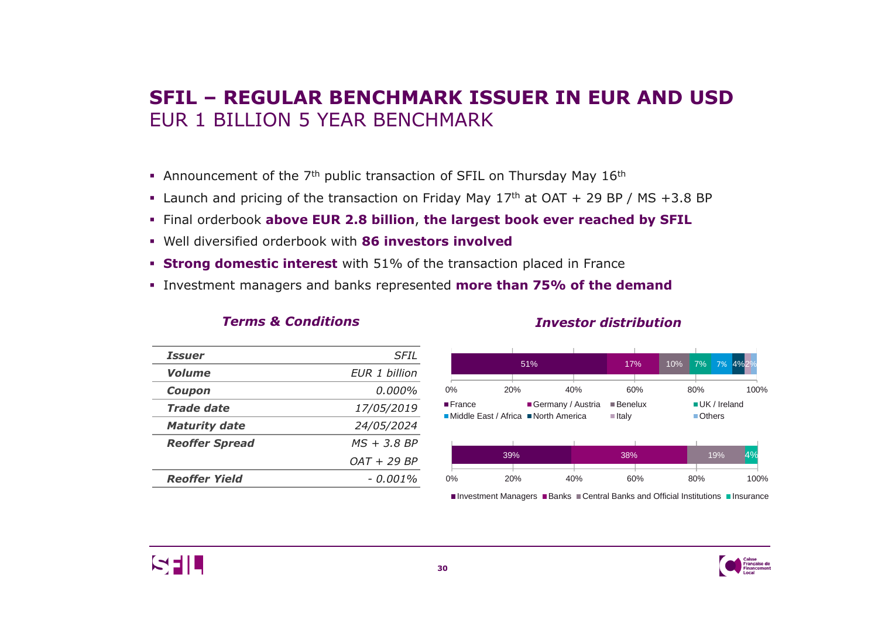# SFIL – REGULAR BENCHMARK ISSUER IN EUR AND USD

## EUR 1 BILLION 5 YEAR BENCHMARK

- Announcement of the 7th public transaction of SFIL on Thursday May 16th
- Launch and pricing of the transaction on Friday May 17th at OAT + 29 BP / MS +3.8 BP
- Final orderbook **above EUR 2.8 billion**, **the largest book ever reached by SFIL**
- Well diversified orderbook with **86 investors involved**
- **Strong domestic interest** with 51% of the transaction placed in France
- Investment managers and banks represented **more than 75% of the demand**

### *Terms & Conditions*

| | |
|---|---|
| ***Issuer*** | *SFIL* |
| ***Volume*** | *EUR 1 billion* |
| ***Coupon*** | *0.000%* |
| ***Trade date*** | *17/05/2019* |
| ***Maturity date*** | *24/05/2024* |
| ***Reoffer Spread*** | *MS + 3.8 BP* |
| | *OAT + 29 BP* |
| ***Reoffer Yield*** | *- 0.001%* |

### *Investor distribution*

| France | Germany / Austria | Benelux | UK / Ireland | Middle East / Africa | North America | Italy | Others |
|---|---|---|---|---|---|---|---|
| 51% | 17% | 10% | 7% | 7% | 4% | 2% | |

| Investment Managers | Banks | Central Banks and Official Institutions | Insurance |
|---|---|---|---|
| 39% | 38% | 19% | 4% |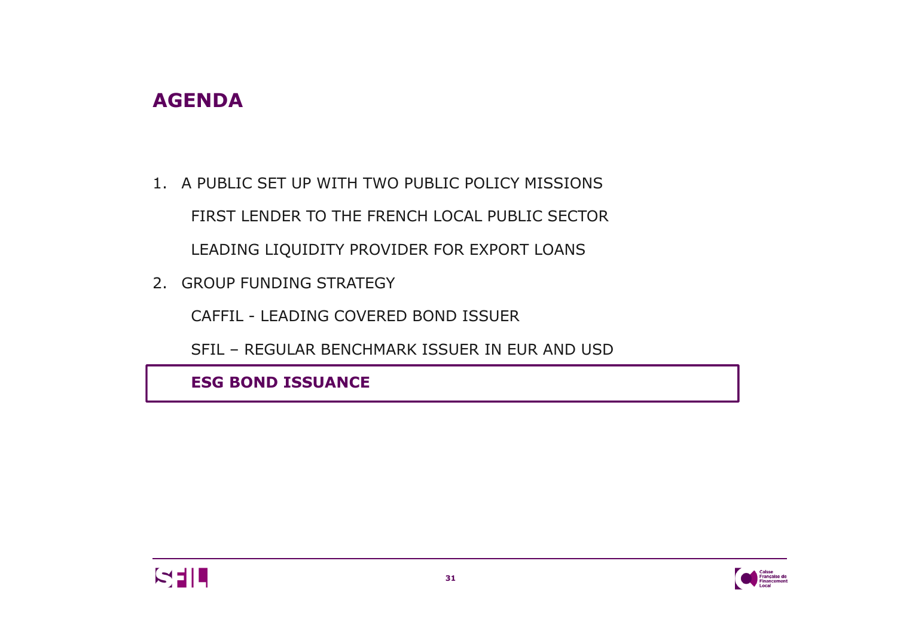# AGENDA

1. A PUBLIC SET UP WITH TWO PUBLIC POLICY MISSIONS

   FIRST LENDER TO THE FRENCH LOCAL PUBLIC SECTOR

   LEADING LIQUIDITY PROVIDER FOR EXPORT LOANS

2. GROUP FUNDING STRATEGY

   CAFFIL - LEADING COVERED BOND ISSUER

   SFIL – REGULAR BENCHMARK ISSUER IN EUR AND USD

   **ESG BOND ISSUANCE**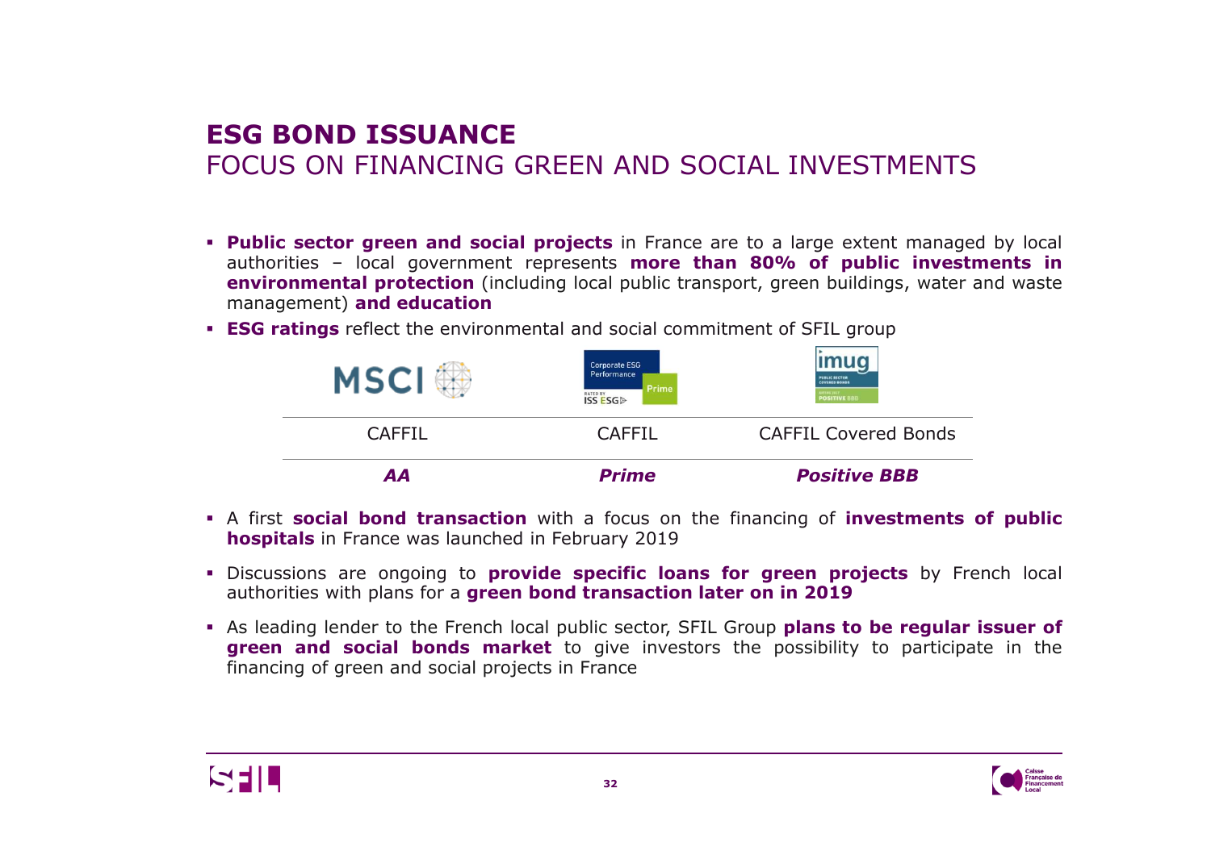# ESG BOND ISSUANCE
## FOCUS ON FINANCING GREEN AND SOCIAL INVESTMENTS

- **Public sector green and social projects** in France are to a large extent managed by local authorities – local government represents **more than 80% of public investments in environmental protection** (including local public transport, green buildings, water and waste management) **and education**
- **ESG ratings** reflect the environmental and social commitment of SFIL group

| MSCI | ISS ESG Corporate ESG Performance Prime | imug |
|---|---|---|
| CAFFIL | CAFFIL | CAFFIL Covered Bonds |
| ***AA*** | ***Prime*** | ***Positive BBB*** |

- A first **social bond transaction** with a focus on the financing of **investments of public hospitals** in France was launched in February 2019
- Discussions are ongoing to **provide specific loans for green projects** by French local authorities with plans for a **green bond transaction later on in 2019**
- As leading lender to the French local public sector, SFIL Group **plans to be regular issuer of green and social bonds market** to give investors the possibility to participate in the financing of green and social projects in France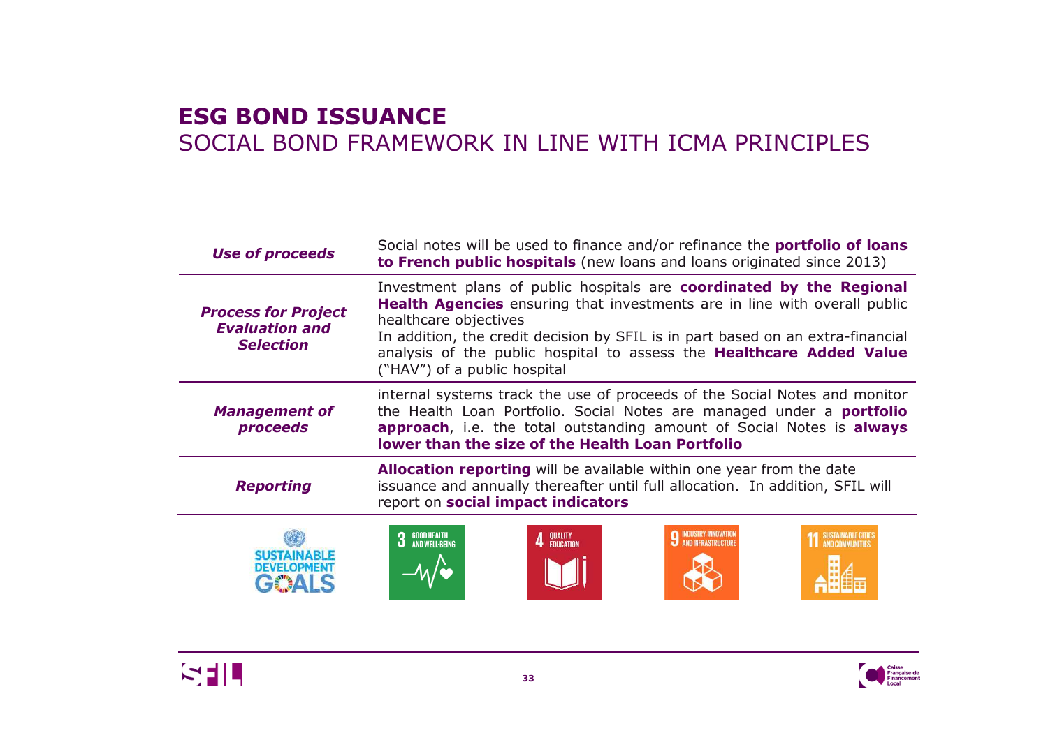# ESG BOND ISSUANCE

## SOCIAL BOND FRAMEWORK IN LINE WITH ICMA PRINCIPLES

| | |
|---|---|
| ***Use of proceeds*** | Social notes will be used to finance and/or refinance the **portfolio of loans to French public hospitals** (new loans and loans originated since 2013) |
| ***Process for Project Evaluation and Selection*** | Investment plans of public hospitals are **coordinated by the Regional Health Agencies** ensuring that investments are in line with overall public healthcare objectives<br>In addition, the credit decision by SFIL is in part based on an extra-financial analysis of the public hospital to assess the **Healthcare Added Value** ("HAV") of a public hospital |
| ***Management of proceeds*** | internal systems track the use of proceeds of the Social Notes and monitor the Health Loan Portfolio. Social Notes are managed under a **portfolio approach**, i.e. the total outstanding amount of Social Notes is **always lower than the size of the Health Loan Portfolio** |
| ***Reporting*** | **Allocation reporting** will be available within one year from the date issuance and annually thereafter until full allocation. In addition, SFIL will report on **social impact indicators** |

SUSTAINABLE DEVELOPMENT GOALS

3 GOOD HEALTH AND WELL-BEING

4 QUALITY EDUCATION

9 INDUSTRY, INNOVATION AND INFRASTRUCTURE

11 SUSTAINABLE CITIES AND COMMUNITIES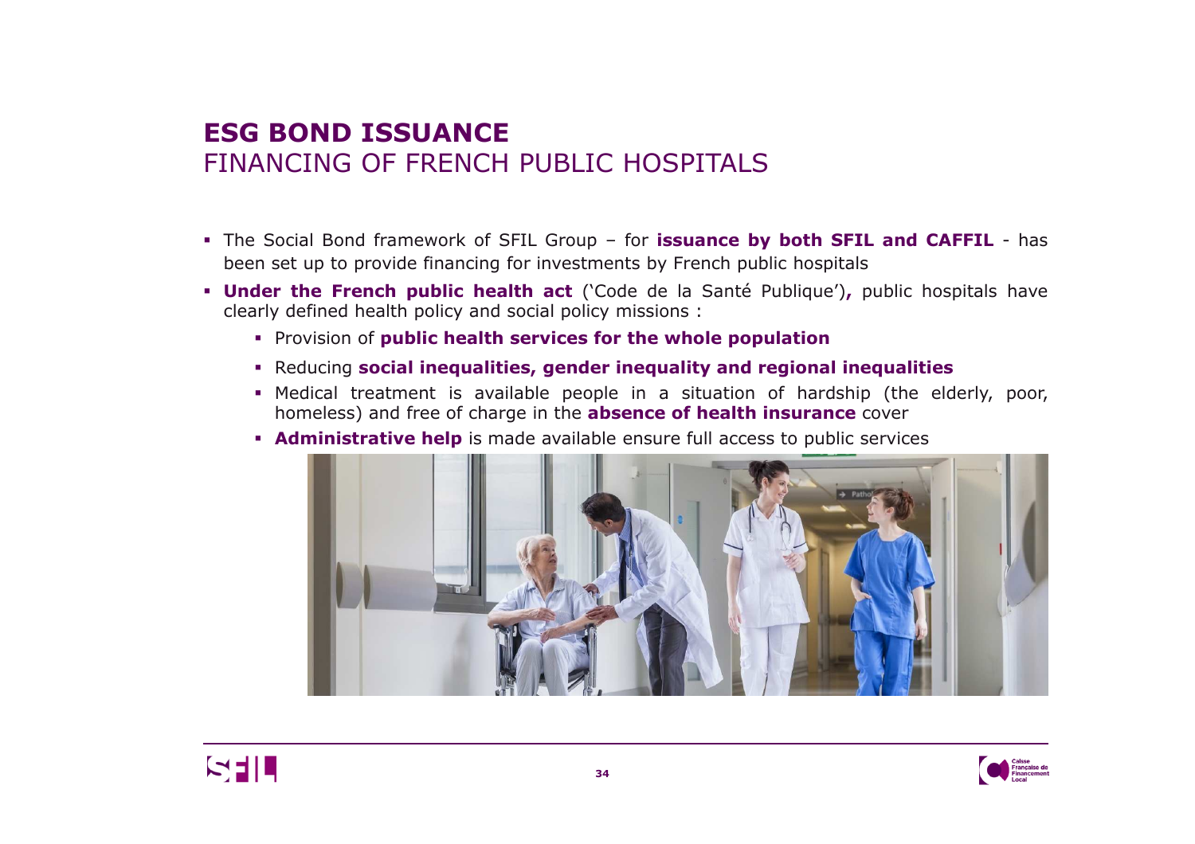# ESG BOND ISSUANCE
## FINANCING OF FRENCH PUBLIC HOSPITALS

- The Social Bond framework of SFIL Group – for **issuance by both SFIL and CAFFIL** - has been set up to provide financing for investments by French public hospitals
- **Under the French public health act** ('Code de la Santé Publique')**,** public hospitals have clearly defined health policy and social policy missions :
  - Provision of **public health services for the whole population**
  - Reducing **social inequalities, gender inequality and regional inequalities**
  - Medical treatment is available people in a situation of hardship (the elderly, poor, homeless) and free of charge in the **absence of health insurance** cover
  - **Administrative help** is made available ensure full access to public services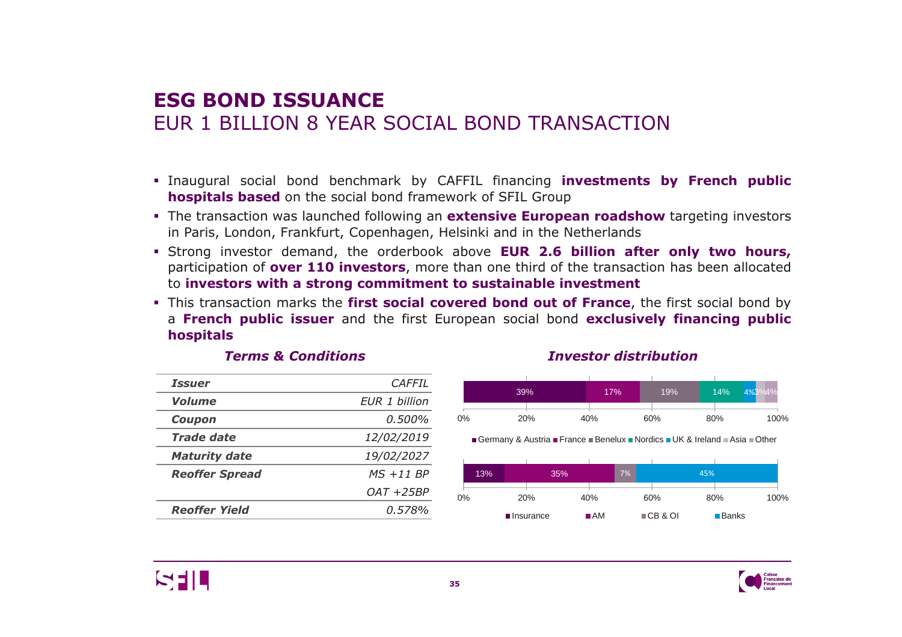# ESG BOND ISSUANCE

## EUR 1 BILLION 8 YEAR SOCIAL BOND TRANSACTION

- Inaugural social bond benchmark by CAFFIL financing **investments by French public hospitals based** on the social bond framework of SFIL Group
- The transaction was launched following an **extensive European roadshow** targeting investors in Paris, London, Frankfurt, Copenhagen, Helsinki and in the Netherlands
- Strong investor demand, the orderbook above **EUR 2.6 billion after only two hours,** participation of **over 110 investors**, more than one third of the transaction has been allocated to **investors with a strong commitment to sustainable investment**
- This transaction marks the **first social covered bond out of France**, the first social bond by a **French public issuer** and the first European social bond **exclusively financing public hospitals**

### *Terms & Conditions*

| | |
|---|---|
| ***Issuer*** | *CAFFIL* |
| ***Volume*** | *EUR 1 billion* |
| ***Coupon*** | *0.500%* |
| ***Trade date*** | *12/02/2019* |
| ***Maturity date*** | *19/02/2027* |
| ***Reoffer Spread*** | *MS +11 BP* |
| | *OAT +25BP* |
| ***Reoffer Yield*** | *0.578%* |

### *Investor distribution*

| Germany & Austria | France | Benelux | Nordics | UK & Ireland | Asia | Other |
|---|---|---|---|---|---|---|
| 39% | 17% | 19% | 14% | 4% | 3% | 4% |

| Insurance | AM | CB & OI | Banks |
|---|---|---|---|
| 13% | 35% | 7% | 45% |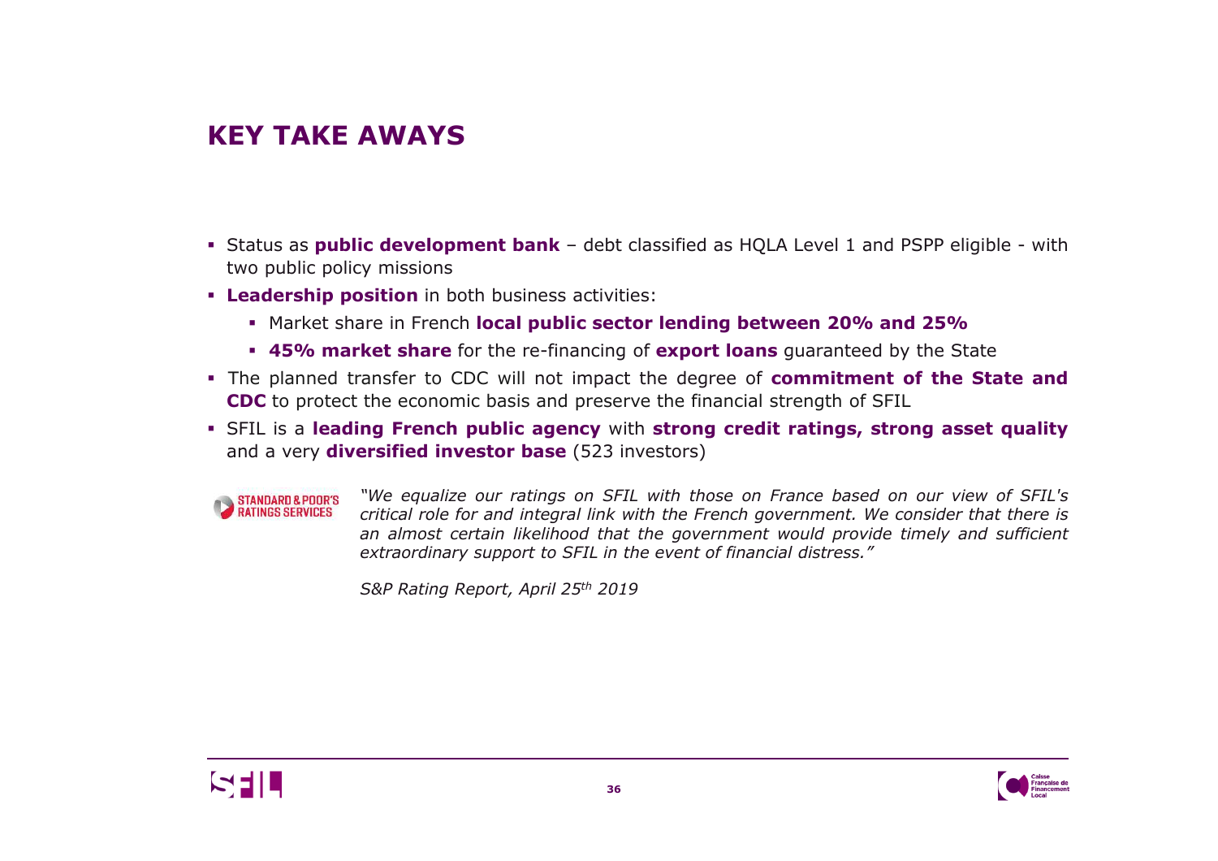# KEY TAKE AWAYS

- Status as **public development bank** – debt classified as HQLA Level 1 and PSPP eligible - with two public policy missions
- **Leadership position** in both business activities:
  - Market share in French **local public sector lending between 20% and 25%**
  - **45% market share** for the re-financing of **export loans** guaranteed by the State
- The planned transfer to CDC will not impact the degree of **commitment of the State and CDC** to protect the economic basis and preserve the financial strength of SFIL
- SFIL is a **leading French public agency** with **strong credit ratings, strong asset quality** and a very **diversified investor base** (523 investors)

STANDARD & POOR'S RATINGS SERVICES

*"We equalize our ratings on SFIL with those on France based on our view of SFIL's critical role for and integral link with the French government. We consider that there is an almost certain likelihood that the government would provide timely and sufficient extraordinary support to SFIL in the event of financial distress."*

*S&P Rating Report, April 25th 2019*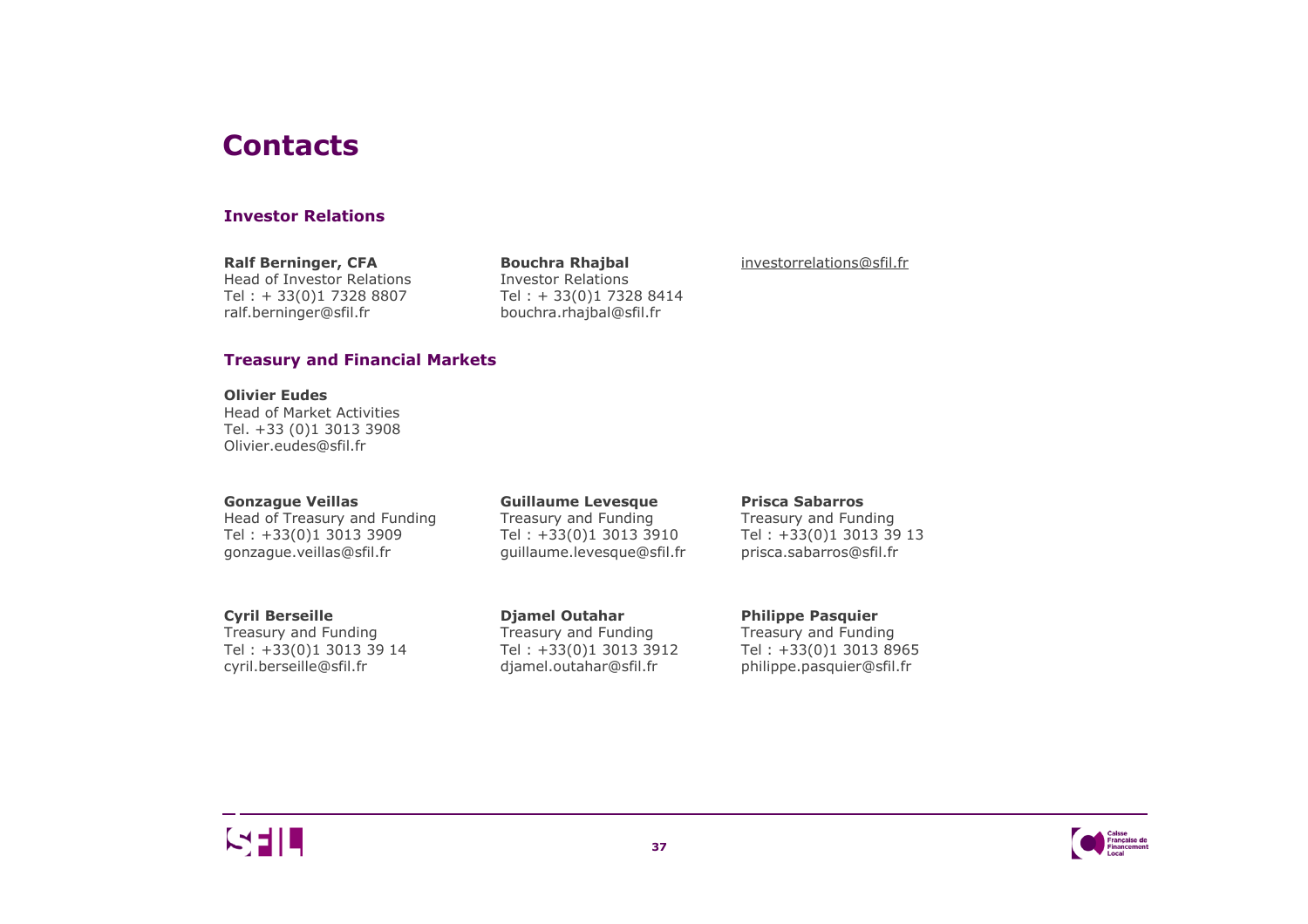# Contacts

## Investor Relations

**Ralf Berninger, CFA**
Head of Investor Relations
Tel : + 33(0)1 7328 8807
ralf.berninger@sfil.fr

**Bouchra Rhajbal**
Investor Relations
Tel : + 33(0)1 7328 8414
bouchra.rhajbal@sfil.fr

investorrelations@sfil.fr

## Treasury and Financial Markets

**Olivier Eudes**
Head of Market Activities
Tel. +33 (0)1 3013 3908
Olivier.eudes@sfil.fr

**Gonzague Veillas**
Head of Treasury and Funding
Tel : +33(0)1 3013 3909
gonzague.veillas@sfil.fr

**Guillaume Levesque**
Treasury and Funding
Tel : +33(0)1 3013 3910
guillaume.levesque@sfil.fr

**Prisca Sabarros**
Treasury and Funding
Tel : +33(0)1 3013 39 13
prisca.sabarros@sfil.fr

**Cyril Berseille**
Treasury and Funding
Tel : +33(0)1 3013 39 14
cyril.berseille@sfil.fr

**Djamel Outahar**
Treasury and Funding
Tel : +33(0)1 3013 3912
djamel.outahar@sfil.fr

**Philippe Pasquier**
Treasury and Funding
Tel : +33(0)1 3013 8965
philippe.pasquier@sfil.fr